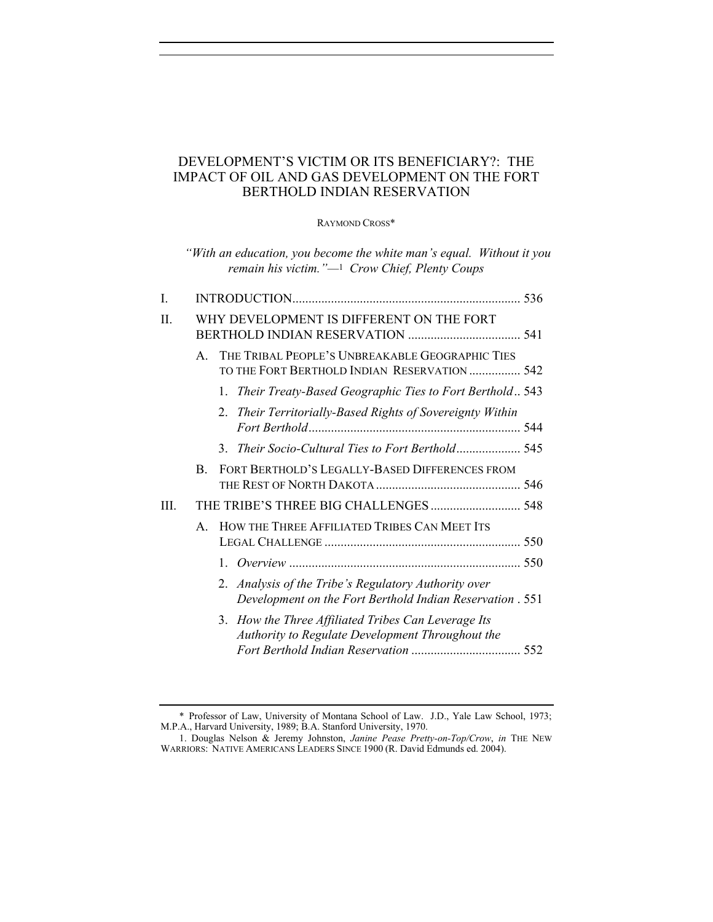# DEVELOPMENT'S VICTIM OR ITS BENEFICIARY?: THE IMPACT OF OIL AND GAS DEVELOPMENT ON THE FORT BERTHOLD INDIAN RESERVATION

RAYMOND CROSS*

*"With an education, you become the white man's equal. Without it you remain his victim."*—[1] *Crow Chief, Plenty Coups*

I. INTRODUCTION ........................................................................ 536

II. WHY DEVELOPMENT IS DIFFERENT ON THE FORT BERTHOLD INDIAN RESERVATION .................................. 541

- A. THE TRIBAL PEOPLE'S UNBREAKABLE GEOGRAPHIC TIES TO THE FORT BERTHOLD INDIAN RESERVATION ................ 542
  1. *Their Treaty-Based Geographic Ties to Fort Berthold* .. 543
  2. *Their Territorially-Based Rights of Sovereignty Within Fort Berthold* ........................................................ 544
  3. *Their Socio-Cultural Ties to Fort Berthold* .................... 545
- B. FORT BERTHOLD'S LEGALLY-BASED DIFFERENCES FROM THE REST OF NORTH DAKOTA ............................................. 546

III. THE TRIBE'S THREE BIG CHALLENGES ............................ 548

- A. HOW THE THREE AFFILIATED TRIBES CAN MEET ITS LEGAL CHALLENGE ............................................................. 550
  1. *Overview* ........................................................................ 550
  2. *Analysis of the Tribe's Regulatory Authority over Development on the Fort Berthold Indian Reservation* . 551
  3. *How the Three Affiliated Tribes Can Leverage Its Authority to Regulate Development Throughout the Fort Berthold Indian Reservation* .................................. 552

---

\* Professor of Law, University of Montana School of Law. J.D., Yale Law School, 1973; M.P.A., Harvard University, 1989; B.A. Stanford University, 1970.

1. Douglas Nelson & Jeremy Johnston, *Janine Pease Pretty-on-Top/Crow*, *in* THE NEW WARRIORS: NATIVE AMERICANS LEADERS SINCE 1900 (R. David Edmunds ed. 2004).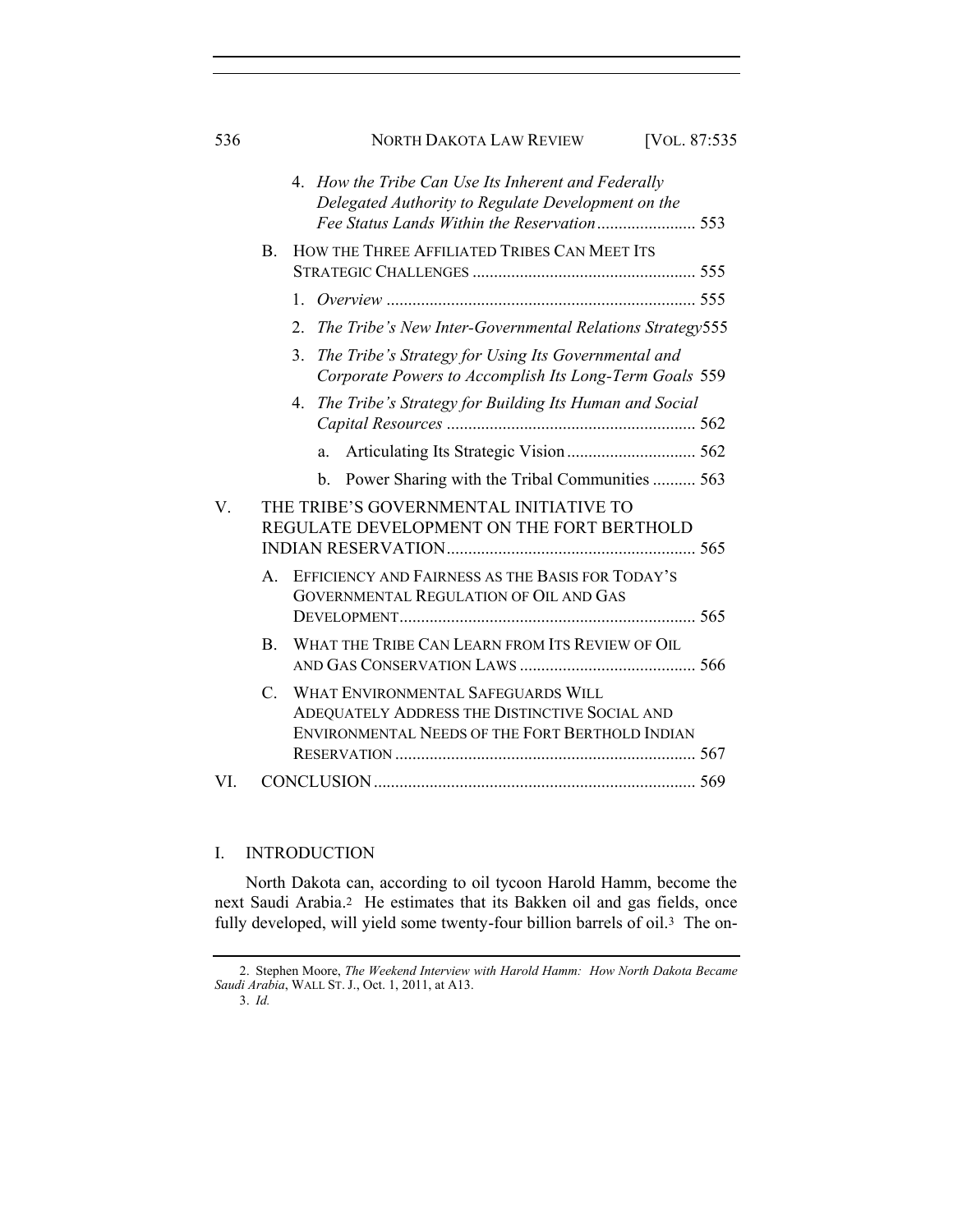4. *How the Tribe Can Use Its Inherent and Federally Delegated Authority to Regulate Development on the Fee Status Lands Within the Reservation* ....................... 553

B. HOW THE THREE AFFILIATED TRIBES CAN MEET ITS STRATEGIC CHALLENGES .................................................... 555

1. *Overview* ........................................................................ 555

2. *The Tribe's New Inter-Governmental Relations Strategy* 555

3. *The Tribe's Strategy for Using Its Governmental and Corporate Powers to Accomplish Its Long-Term Goals* 559

4. *The Tribe's Strategy for Building Its Human and Social Capital Resources* .......................................................... 562

a. Articulating Its Strategic Vision .............................. 562

b. Power Sharing with the Tribal Communities .......... 563

V. THE TRIBE'S GOVERNMENTAL INITIATIVE TO REGULATE DEVELOPMENT ON THE FORT BERTHOLD INDIAN RESERVATION .......................................................... 565

A. EFFICIENCY AND FAIRNESS AS THE BASIS FOR TODAY'S GOVERNMENTAL REGULATION OF OIL AND GAS DEVELOPMENT .................................................................... 565

B. WHAT THE TRIBE CAN LEARN FROM ITS REVIEW OF OIL AND GAS CONSERVATION LAWS ......................................... 566

C. WHAT ENVIRONMENTAL SAFEGUARDS WILL ADEQUATELY ADDRESS THE DISTINCTIVE SOCIAL AND ENVIRONMENTAL NEEDS OF THE FORT BERTHOLD INDIAN RESERVATION ...................................................................... 567

VI. CONCLUSION ........................................................................... 569

## I. INTRODUCTION

North Dakota can, according to oil tycoon Harold Hamm, become the next Saudi Arabia.[2] He estimates that its Bakken oil and gas fields, once fully developed, will yield some twenty-four billion barrels of oil.[3] The on-

---

2. Stephen Moore, *The Weekend Interview with Harold Hamm: How North Dakota Became Saudi Arabia*, WALL ST. J., Oct. 1, 2011, at A13.

3. *Id.*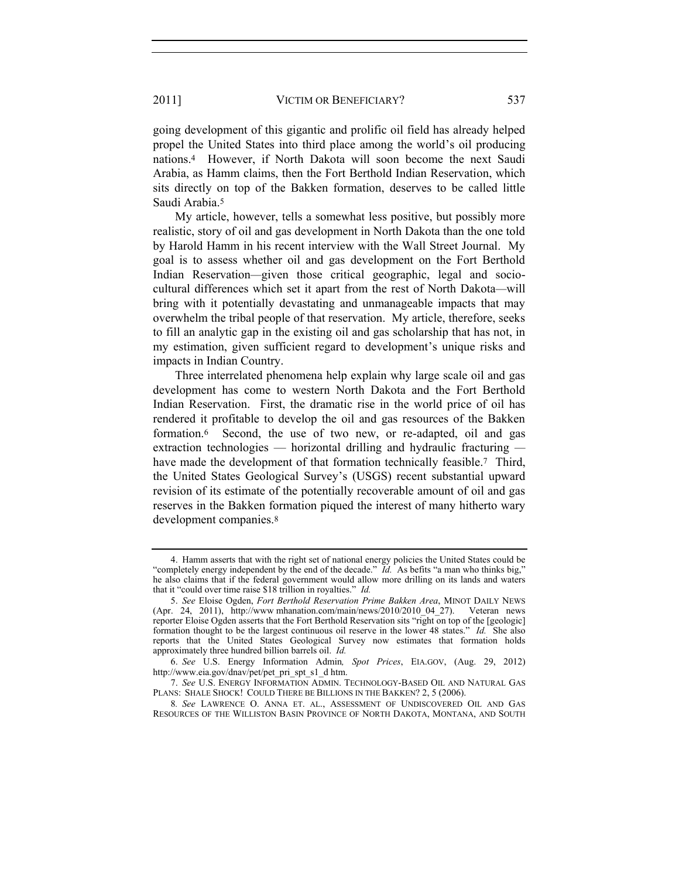going development of this gigantic and prolific oil field has already helped propel the United States into third place among the world's oil producing nations.[4] However, if North Dakota will soon become the next Saudi Arabia, as Hamm claims, then the Fort Berthold Indian Reservation, which sits directly on top of the Bakken formation, deserves to be called little Saudi Arabia.[5]

My article, however, tells a somewhat less positive, but possibly more realistic, story of oil and gas development in North Dakota than the one told by Harold Hamm in his recent interview with the Wall Street Journal. My goal is to assess whether oil and gas development on the Fort Berthold Indian Reservation—given those critical geographic, legal and socio-cultural differences which set it apart from the rest of North Dakota—will bring with it potentially devastating and unmanageable impacts that may overwhelm the tribal people of that reservation. My article, therefore, seeks to fill an analytic gap in the existing oil and gas scholarship that has not, in my estimation, given sufficient regard to development's unique risks and impacts in Indian Country.

Three interrelated phenomena help explain why large scale oil and gas development has come to western North Dakota and the Fort Berthold Indian Reservation. First, the dramatic rise in the world price of oil has rendered it profitable to develop the oil and gas resources of the Bakken formation.[6] Second, the use of two new, or re-adapted, oil and gas extraction technologies — horizontal drilling and hydraulic fracturing — have made the development of that formation technically feasible.[7] Third, the United States Geological Survey's (USGS) recent substantial upward revision of its estimate of the potentially recoverable amount of oil and gas reserves in the Bakken formation piqued the interest of many hitherto wary development companies.[8]

---

4. Hamm asserts that with the right set of national energy policies the United States could be "completely energy independent by the end of the decade." *Id.* As befits "a man who thinks big," he also claims that if the federal government would allow more drilling on its lands and waters that it "could over time raise $18 trillion in royalties." *Id.*

5. *See* Eloise Ogden, *Fort Berthold Reservation Prime Bakken Area*, MINOT DAILY NEWS (Apr. 24, 2011), http://www mhanation.com/main/news/2010/2010_04_27). Veteran news reporter Eloise Ogden asserts that the Fort Berthold Reservation sits "right on top of the [geologic] formation thought to be the largest continuous oil reserve in the lower 48 states." *Id.* She also reports that the United States Geological Survey now estimates that formation holds approximately three hundred billion barrels oil. *Id.*

6. *See* U.S. Energy Information Admin*, Spot Prices*, EIA.GOV, (Aug. 29, 2012) http://www.eia.gov/dnav/pet/pet_pri_spt_s1_d htm.

7. *See* U.S. ENERGY INFORMATION ADMIN. TECHNOLOGY-BASED OIL AND NATURAL GAS PLANS: SHALE SHOCK! COULD THERE BE BILLIONS IN THE BAKKEN? 2, 5 (2006).

8. *See* LAWRENCE O. ANNA ET. AL., ASSESSMENT OF UNDISCOVERED OIL AND GAS RESOURCES OF THE WILLISTON BASIN PROVINCE OF NORTH DAKOTA, MONTANA, AND SOUTH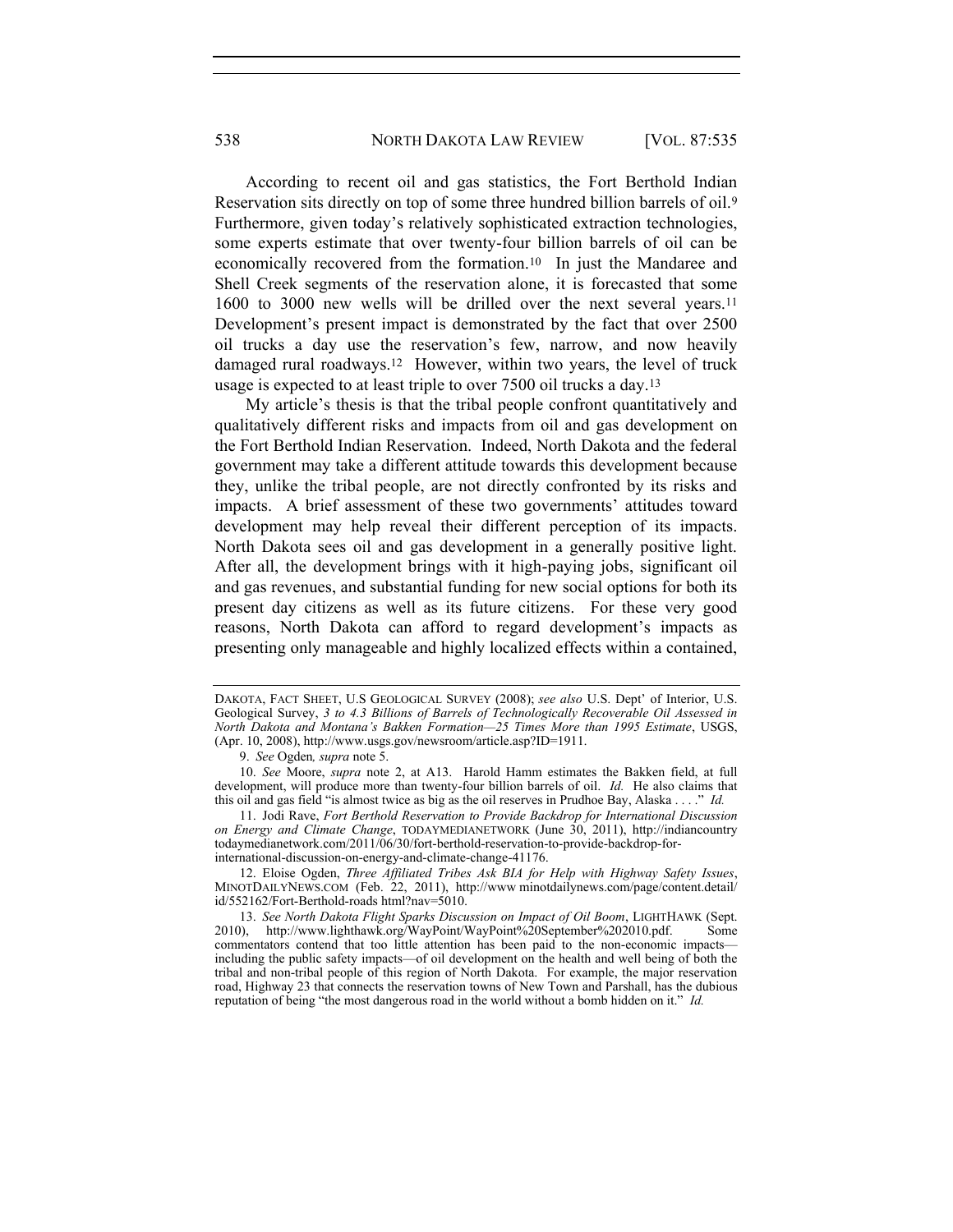According to recent oil and gas statistics, the Fort Berthold Indian Reservation sits directly on top of some three hundred billion barrels of oil.[9] Furthermore, given today's relatively sophisticated extraction technologies, some experts estimate that over twenty-four billion barrels of oil can be economically recovered from the formation.[10] In just the Mandaree and Shell Creek segments of the reservation alone, it is forecasted that some 1600 to 3000 new wells will be drilled over the next several years.[11] Development's present impact is demonstrated by the fact that over 2500 oil trucks a day use the reservation's few, narrow, and now heavily damaged rural roadways.[12] However, within two years, the level of truck usage is expected to at least triple to over 7500 oil trucks a day.[13]

My article's thesis is that the tribal people confront quantitatively and qualitatively different risks and impacts from oil and gas development on the Fort Berthold Indian Reservation. Indeed, North Dakota and the federal government may take a different attitude towards this development because they, unlike the tribal people, are not directly confronted by its risks and impacts. A brief assessment of these two governments' attitudes toward development may help reveal their different perception of its impacts. North Dakota sees oil and gas development in a generally positive light. After all, the development brings with it high-paying jobs, significant oil and gas revenues, and substantial funding for new social options for both its present day citizens as well as its future citizens. For these very good reasons, North Dakota can afford to regard development's impacts as presenting only manageable and highly localized effects within a contained,

---

DAKOTA, FACT SHEET, U.S GEOLOGICAL SURVEY (2008); *see also* U.S. Dept' of Interior, U.S. Geological Survey, *3 to 4.3 Billions of Barrels of Technologically Recoverable Oil Assessed in North Dakota and Montana's Bakken Formation—25 Times More than 1995 Estimate*, USGS, (Apr. 10, 2008), http://www.usgs.gov/newsroom/article.asp?ID=1911.

9. *See* Ogden*, supra* note 5.

10. *See* Moore, *supra* note 2, at A13. Harold Hamm estimates the Bakken field, at full development, will produce more than twenty-four billion barrels of oil. *Id.* He also claims that this oil and gas field "is almost twice as big as the oil reserves in Prudhoe Bay, Alaska . . . ." *Id.*

11. Jodi Rave, *Fort Berthold Reservation to Provide Backdrop for International Discussion on Energy and Climate Change*, TODAYMEDIANETWORK (June 30, 2011), http://indiancountry todaymedianetwork.com/2011/06/30/fort-berthold-reservation-to-provide-backdrop-for-international-discussion-on-energy-and-climate-change-41176.

12. Eloise Ogden, *Three Affiliated Tribes Ask BIA for Help with Highway Safety Issues*, MINOTDAILYNEWS.COM (Feb. 22, 2011), http://www minotdailynews.com/page/content.detail/ id/552162/Fort-Berthold-roads html?nav=5010.

13. *See North Dakota Flight Sparks Discussion on Impact of Oil Boom*, LIGHTHAWK (Sept. 2010), http://www.lighthawk.org/WayPoint/WayPoint%20September%202010.pdf. Some commentators contend that too little attention has been paid to the non-economic impacts—including the public safety impacts—of oil development on the health and well being of both the tribal and non-tribal people of this region of North Dakota. For example, the major reservation road, Highway 23 that connects the reservation towns of New Town and Parshall, has the dubious reputation of being "the most dangerous road in the world without a bomb hidden on it." *Id.*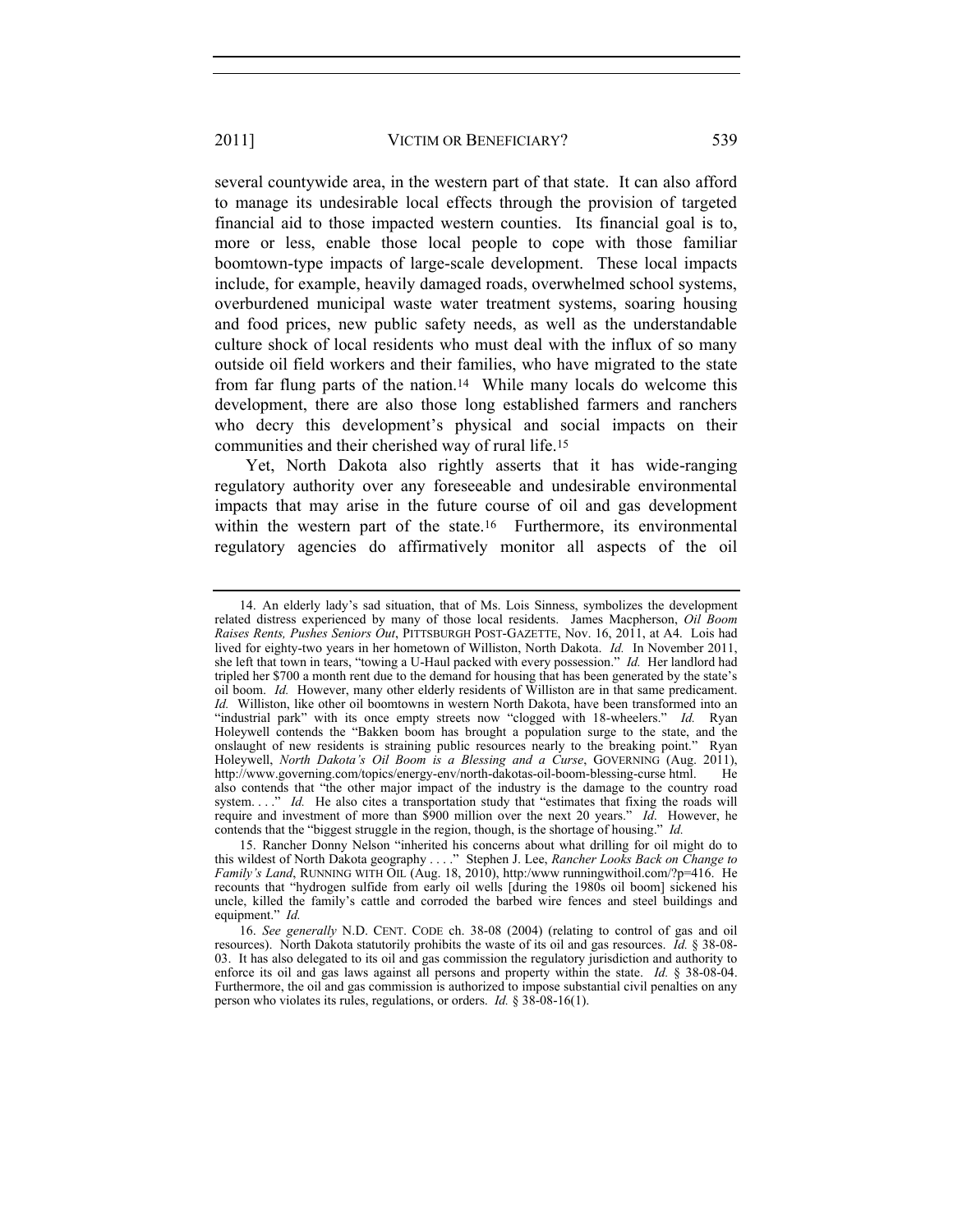several countywide area, in the western part of that state. It can also afford to manage its undesirable local effects through the provision of targeted financial aid to those impacted western counties. Its financial goal is to, more or less, enable those local people to cope with those familiar boomtown-type impacts of large-scale development. These local impacts include, for example, heavily damaged roads, overwhelmed school systems, overburdened municipal waste water treatment systems, soaring housing and food prices, new public safety needs, as well as the understandable culture shock of local residents who must deal with the influx of so many outside oil field workers and their families, who have migrated to the state from far flung parts of the nation.[14] While many locals do welcome this development, there are also those long established farmers and ranchers who decry this development's physical and social impacts on their communities and their cherished way of rural life.[15]

Yet, North Dakota also rightly asserts that it has wide-ranging regulatory authority over any foreseeable and undesirable environmental impacts that may arise in the future course of oil and gas development within the western part of the state.[16] Furthermore, its environmental regulatory agencies do affirmatively monitor all aspects of the oil

---

14. An elderly lady's sad situation, that of Ms. Lois Sinness, symbolizes the development related distress experienced by many of those local residents. James Macpherson, *Oil Boom Raises Rents, Pushes Seniors Out*, PITTSBURGH POST-GAZETTE, Nov. 16, 2011, at A4. Lois had lived for eighty-two years in her hometown of Williston, North Dakota. *Id.* In November 2011, she left that town in tears, "towing a U-Haul packed with every possession." *Id.* Her landlord had tripled her $700 a month rent due to the demand for housing that has been generated by the state's oil boom. *Id.* However, many other elderly residents of Williston are in that same predicament. *Id.* Williston, like other oil boomtowns in western North Dakota, have been transformed into an "industrial park" with its once empty streets now "clogged with 18-wheelers." *Id.* Ryan Holeywell contends the "Bakken boom has brought a population surge to the state, and the onslaught of new residents is straining public resources nearly to the breaking point." Ryan Holeywell, *North Dakota's Oil Boom is a Blessing and a Curse*, GOVERNING (Aug. 2011), http://www.governing.com/topics/energy-env/north-dakotas-oil-boom-blessing-curse html. He also contends that "the other major impact of the industry is the damage to the country road system. . . ." *Id.* He also cites a transportation study that "estimates that fixing the roads will require and investment of more than $900 million over the next 20 years." *Id*. However, he contends that the "biggest struggle in the region, though, is the shortage of housing." *Id.*

15. Rancher Donny Nelson "inherited his concerns about what drilling for oil might do to this wildest of North Dakota geography . . . ." Stephen J. Lee, *Rancher Looks Back on Change to Family's Land*, RUNNING WITH OIL (Aug. 18, 2010), http:/www runningwithoil.com/?p=416. He recounts that "hydrogen sulfide from early oil wells [during the 1980s oil boom] sickened his uncle, killed the family's cattle and corroded the barbed wire fences and steel buildings and equipment." *Id.*

16. *See generally* N.D. CENT. CODE ch. 38-08 (2004) (relating to control of gas and oil resources). North Dakota statutorily prohibits the waste of its oil and gas resources. *Id.* § 38-08-03. It has also delegated to its oil and gas commission the regulatory jurisdiction and authority to enforce its oil and gas laws against all persons and property within the state. *Id.* § 38-08-04. Furthermore, the oil and gas commission is authorized to impose substantial civil penalties on any person who violates its rules, regulations, or orders. *Id.* § 38-08-16(1).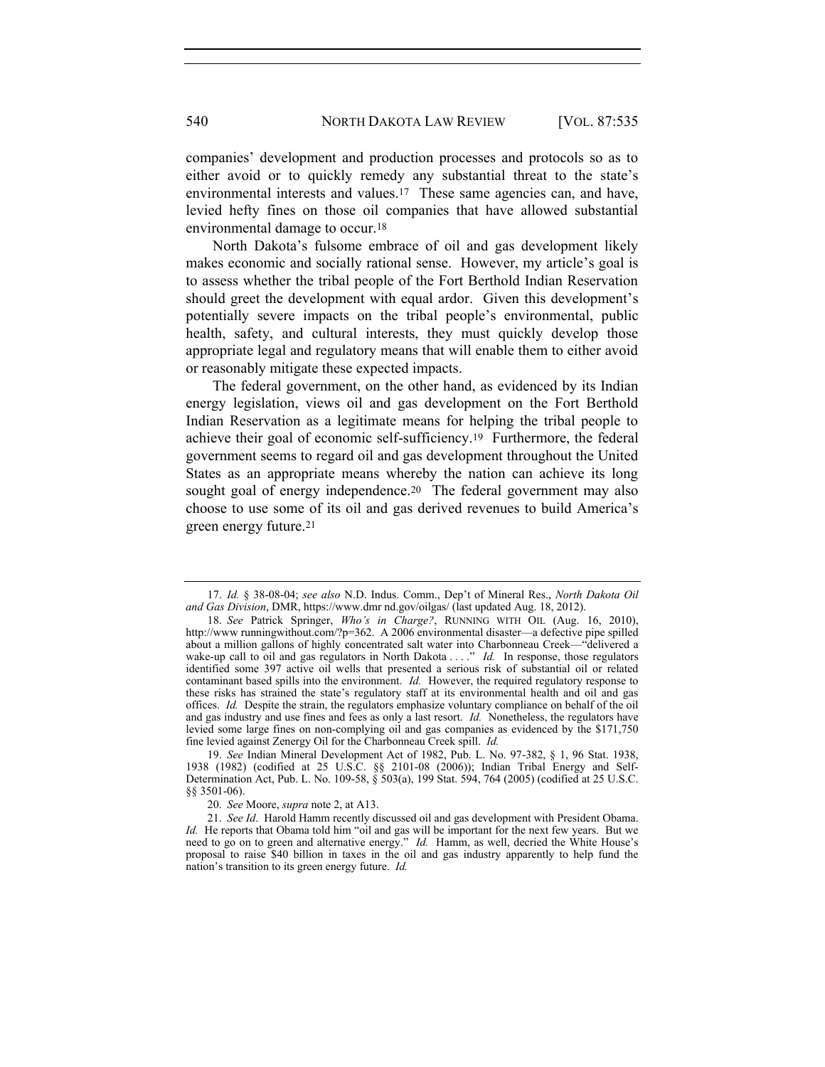companies' development and production processes and protocols so as to either avoid or to quickly remedy any substantial threat to the state's environmental interests and values.[17] These same agencies can, and have, levied hefty fines on those oil companies that have allowed substantial environmental damage to occur.[18]

North Dakota's fulsome embrace of oil and gas development likely makes economic and socially rational sense. However, my article's goal is to assess whether the tribal people of the Fort Berthold Indian Reservation should greet the development with equal ardor. Given this development's potentially severe impacts on the tribal people's environmental, public health, safety, and cultural interests, they must quickly develop those appropriate legal and regulatory means that will enable them to either avoid or reasonably mitigate these expected impacts.

The federal government, on the other hand, as evidenced by its Indian energy legislation, views oil and gas development on the Fort Berthold Indian Reservation as a legitimate means for helping the tribal people to achieve their goal of economic self-sufficiency.[19] Furthermore, the federal government seems to regard oil and gas development throughout the United States as an appropriate means whereby the nation can achieve its long sought goal of energy independence.[20] The federal government may also choose to use some of its oil and gas derived revenues to build America's green energy future.[21]

---

17. *Id.* § 38-08-04; *see also* N.D. Indus. Comm., Dep't of Mineral Res., *North Dakota Oil and Gas Division*, DMR, https://www.dmr nd.gov/oilgas/ (last updated Aug. 18, 2012).

18. *See* Patrick Springer, *Who's in Charge?*, RUNNING WITH OIL (Aug. 16, 2010), http://www runningwithout.com/?p=362. A 2006 environmental disaster—a defective pipe spilled about a million gallons of highly concentrated salt water into Charbonneau Creek—"delivered a wake-up call to oil and gas regulators in North Dakota . . . ." *Id.* In response, those regulators identified some 397 active oil wells that presented a serious risk of substantial oil or related contaminant based spills into the environment. *Id.* However, the required regulatory response to these risks has strained the state's regulatory staff at its environmental health and oil and gas offices. *Id.* Despite the strain, the regulators emphasize voluntary compliance on behalf of the oil and gas industry and use fines and fees as only a last resort. *Id.* Nonetheless, the regulators have levied some large fines on non-complying oil and gas companies as evidenced by the $171,750 fine levied against Zenergy Oil for the Charbonneau Creek spill. *Id.*

19. *See* Indian Mineral Development Act of 1982, Pub. L. No. 97-382, § 1, 96 Stat. 1938, 1938 (1982) (codified at 25 U.S.C. §§ 2101-08 (2006)); Indian Tribal Energy and Self-Determination Act, Pub. L. No. 109-58, § 503(a), 199 Stat. 594, 764 (2005) (codified at 25 U.S.C. §§ 3501-06).

20. *See* Moore, *supra* note 2, at A13.

21. *See Id*. Harold Hamm recently discussed oil and gas development with President Obama. *Id.* He reports that Obama told him "oil and gas will be important for the next few years. But we need to go on to green and alternative energy." *Id.* Hamm, as well, decried the White House's proposal to raise $40 billion in taxes in the oil and gas industry apparently to help fund the nation's transition to its green energy future. *Id.*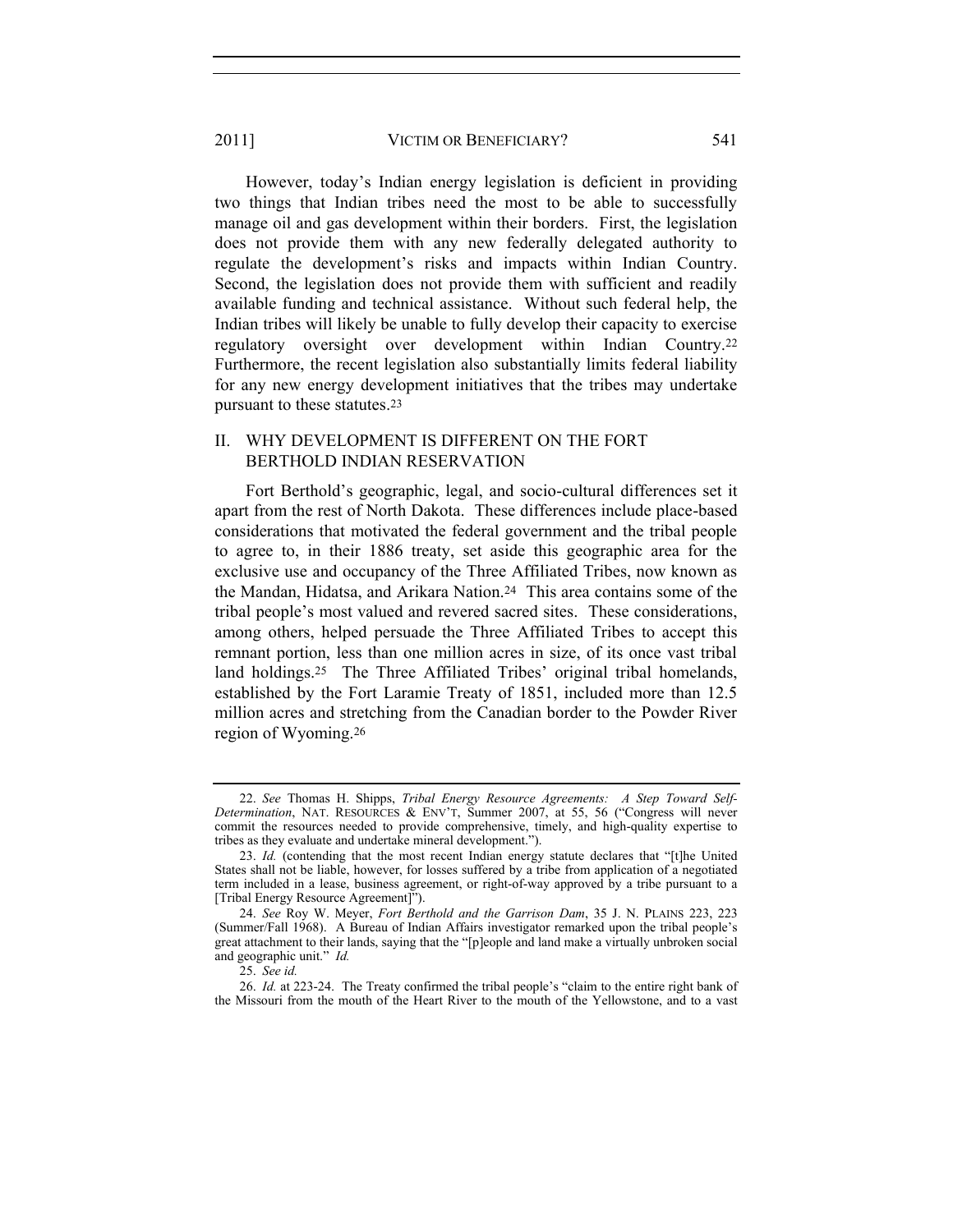However, today's Indian energy legislation is deficient in providing two things that Indian tribes need the most to be able to successfully manage oil and gas development within their borders. First, the legislation does not provide them with any new federally delegated authority to regulate the development's risks and impacts within Indian Country. Second, the legislation does not provide them with sufficient and readily available funding and technical assistance. Without such federal help, the Indian tribes will likely be unable to fully develop their capacity to exercise regulatory oversight over development within Indian Country.[22] Furthermore, the recent legislation also substantially limits federal liability for any new energy development initiatives that the tribes may undertake pursuant to these statutes.[23]

## II. WHY DEVELOPMENT IS DIFFERENT ON THE FORT BERTHOLD INDIAN RESERVATION

Fort Berthold's geographic, legal, and socio-cultural differences set it apart from the rest of North Dakota. These differences include place-based considerations that motivated the federal government and the tribal people to agree to, in their 1886 treaty, set aside this geographic area for the exclusive use and occupancy of the Three Affiliated Tribes, now known as the Mandan, Hidatsa, and Arikara Nation.[24] This area contains some of the tribal people's most valued and revered sacred sites. These considerations, among others, helped persuade the Three Affiliated Tribes to accept this remnant portion, less than one million acres in size, of its once vast tribal land holdings.[25] The Three Affiliated Tribes' original tribal homelands, established by the Fort Laramie Treaty of 1851, included more than 12.5 million acres and stretching from the Canadian border to the Powder River region of Wyoming.[26]

---

22. *See* Thomas H. Shipps, *Tribal Energy Resource Agreements: A Step Toward Self-Determination*, NAT. RESOURCES & ENV'T, Summer 2007, at 55, 56 ("Congress will never commit the resources needed to provide comprehensive, timely, and high-quality expertise to tribes as they evaluate and undertake mineral development.").

23. *Id.* (contending that the most recent Indian energy statute declares that "[t]he United States shall not be liable, however, for losses suffered by a tribe from application of a negotiated term included in a lease, business agreement, or right-of-way approved by a tribe pursuant to a [Tribal Energy Resource Agreement]").

24. *See* Roy W. Meyer, *Fort Berthold and the Garrison Dam*, 35 J. N. PLAINS 223, 223 (Summer/Fall 1968). A Bureau of Indian Affairs investigator remarked upon the tribal people's great attachment to their lands, saying that the "[p]eople and land make a virtually unbroken social and geographic unit." *Id.*

25. *See id.*

26. *Id.* at 223-24. The Treaty confirmed the tribal people's "claim to the entire right bank of the Missouri from the mouth of the Heart River to the mouth of the Yellowstone, and to a vast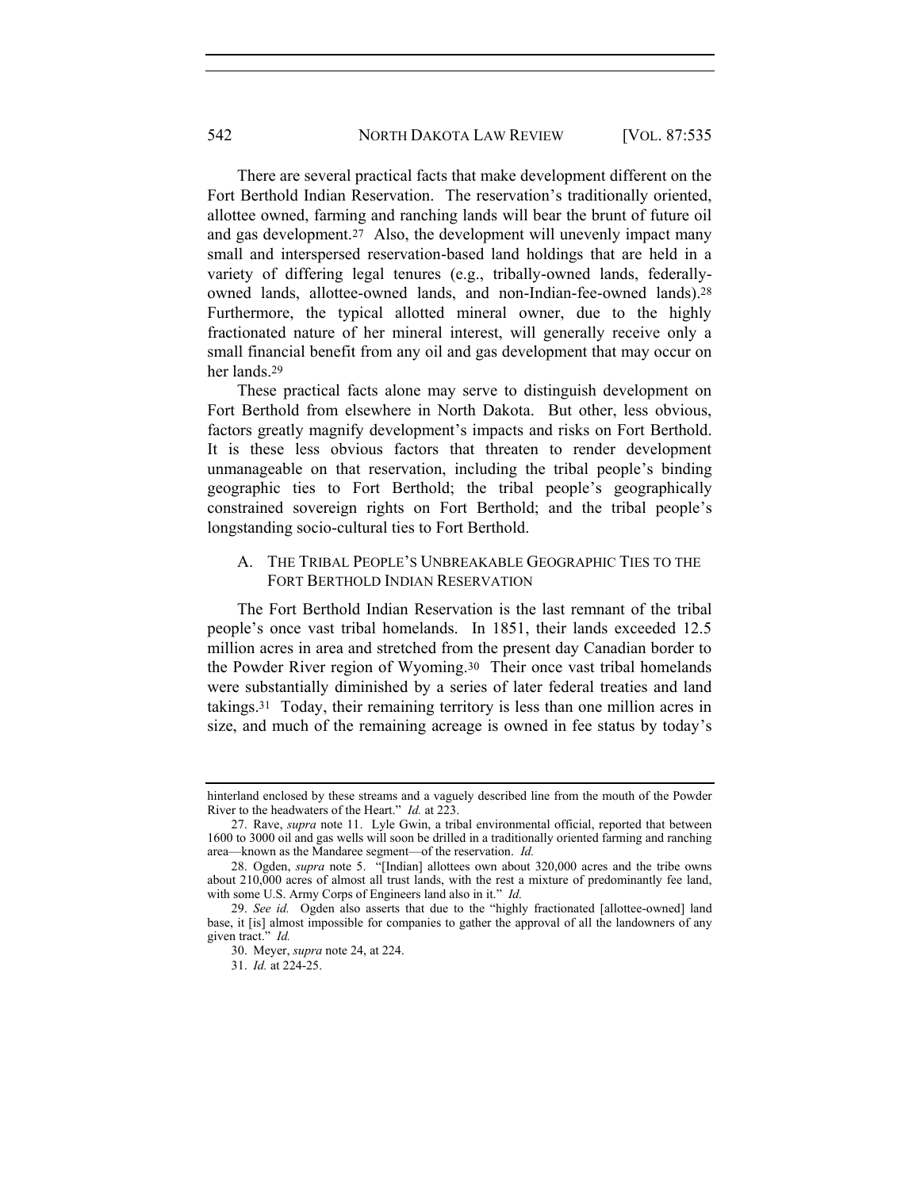There are several practical facts that make development different on the Fort Berthold Indian Reservation. The reservation's traditionally oriented, allottee owned, farming and ranching lands will bear the brunt of future oil and gas development.[27] Also, the development will unevenly impact many small and interspersed reservation-based land holdings that are held in a variety of differing legal tenures (e.g., tribally-owned lands, federally-owned lands, allottee-owned lands, and non-Indian-fee-owned lands).[28] Furthermore, the typical allotted mineral owner, due to the highly fractionated nature of her mineral interest, will generally receive only a small financial benefit from any oil and gas development that may occur on her lands.[29]

These practical facts alone may serve to distinguish development on Fort Berthold from elsewhere in North Dakota. But other, less obvious, factors greatly magnify development's impacts and risks on Fort Berthold. It is these less obvious factors that threaten to render development unmanageable on that reservation, including the tribal people's binding geographic ties to Fort Berthold; the tribal people's geographically constrained sovereign rights on Fort Berthold; and the tribal people's longstanding socio-cultural ties to Fort Berthold.

### A. The Tribal People's Unbreakable Geographic Ties to the Fort Berthold Indian Reservation

The Fort Berthold Indian Reservation is the last remnant of the tribal people's once vast tribal homelands. In 1851, their lands exceeded 12.5 million acres in area and stretched from the present day Canadian border to the Powder River region of Wyoming.[30] Their once vast tribal homelands were substantially diminished by a series of later federal treaties and land takings.[31] Today, their remaining territory is less than one million acres in size, and much of the remaining acreage is owned in fee status by today's

---

hinterland enclosed by these streams and a vaguely described line from the mouth of the Powder River to the headwaters of the Heart." *Id.* at 223.

27. Rave, *supra* note 11. Lyle Gwin, a tribal environmental official, reported that between 1600 to 3000 oil and gas wells will soon be drilled in a traditionally oriented farming and ranching area—known as the Mandaree segment—of the reservation. *Id.*

28. Ogden, *supra* note 5. "[Indian] allottees own about 320,000 acres and the tribe owns about 210,000 acres of almost all trust lands, with the rest a mixture of predominantly fee land, with some U.S. Army Corps of Engineers land also in it." *Id.*

29. *See id.* Ogden also asserts that due to the "highly fractionated [allottee-owned] land base, it [is] almost impossible for companies to gather the approval of all the landowners of any given tract." *Id.*

30. Meyer, *supra* note 24, at 224.

31. *Id.* at 224-25.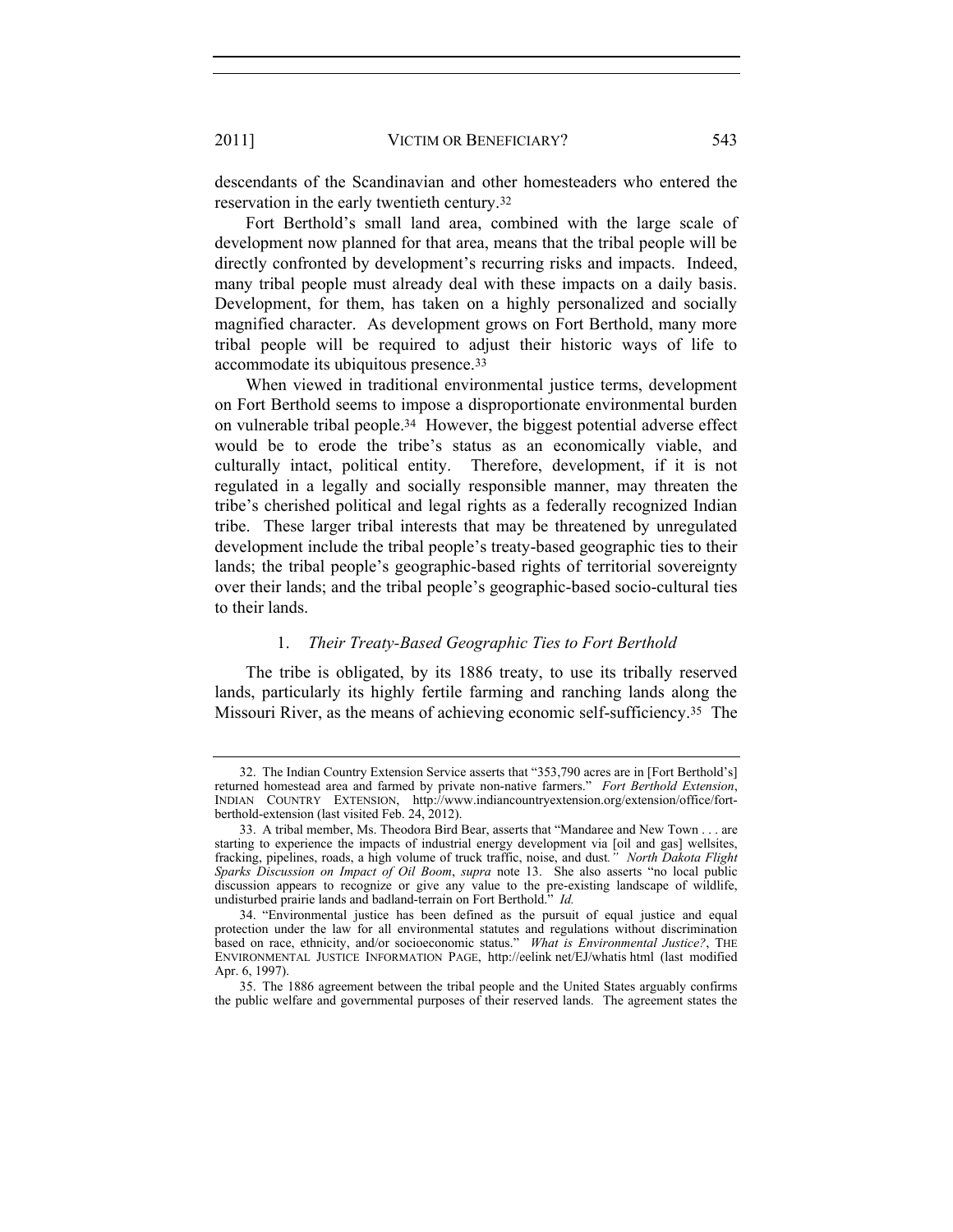descendants of the Scandinavian and other homesteaders who entered the reservation in the early twentieth century.[32]

Fort Berthold's small land area, combined with the large scale of development now planned for that area, means that the tribal people will be directly confronted by development's recurring risks and impacts. Indeed, many tribal people must already deal with these impacts on a daily basis. Development, for them, has taken on a highly personalized and socially magnified character. As development grows on Fort Berthold, many more tribal people will be required to adjust their historic ways of life to accommodate its ubiquitous presence.[33]

When viewed in traditional environmental justice terms, development on Fort Berthold seems to impose a disproportionate environmental burden on vulnerable tribal people.[34] However, the biggest potential adverse effect would be to erode the tribe's status as an economically viable, and culturally intact, political entity. Therefore, development, if it is not regulated in a legally and socially responsible manner, may threaten the tribe's cherished political and legal rights as a federally recognized Indian tribe. These larger tribal interests that may be threatened by unregulated development include the tribal people's treaty-based geographic ties to their lands; the tribal people's geographic-based rights of territorial sovereignty over their lands; and the tribal people's geographic-based socio-cultural ties to their lands.

### 1. *Their Treaty-Based Geographic Ties to Fort Berthold*

The tribe is obligated, by its 1886 treaty, to use its tribally reserved lands, particularly its highly fertile farming and ranching lands along the Missouri River, as the means of achieving economic self-sufficiency.[35] The

---

32. The Indian Country Extension Service asserts that "353,790 acres are in [Fort Berthold's] returned homestead area and farmed by private non-native farmers." *Fort Berthold Extension*, INDIAN COUNTRY EXTENSION, http://www.indiancountryextension.org/extension/office/fort-berthold-extension (last visited Feb. 24, 2012).

33. A tribal member, Ms. Theodora Bird Bear, asserts that "Mandaree and New Town . . . are starting to experience the impacts of industrial energy development via [oil and gas] wellsites, fracking, pipelines, roads, a high volume of truck traffic, noise, and dust*." North Dakota Flight Sparks Discussion on Impact of Oil Boom*, *supra* note 13. She also asserts "no local public discussion appears to recognize or give any value to the pre-existing landscape of wildlife, undisturbed prairie lands and badland-terrain on Fort Berthold." *Id.*

34. "Environmental justice has been defined as the pursuit of equal justice and equal protection under the law for all environmental statutes and regulations without discrimination based on race, ethnicity, and/or socioeconomic status." *What is Environmental Justice?*, THE ENVIRONMENTAL JUSTICE INFORMATION PAGE, http://eelink net/EJ/whatis html (last modified Apr. 6, 1997).

35. The 1886 agreement between the tribal people and the United States arguably confirms the public welfare and governmental purposes of their reserved lands. The agreement states the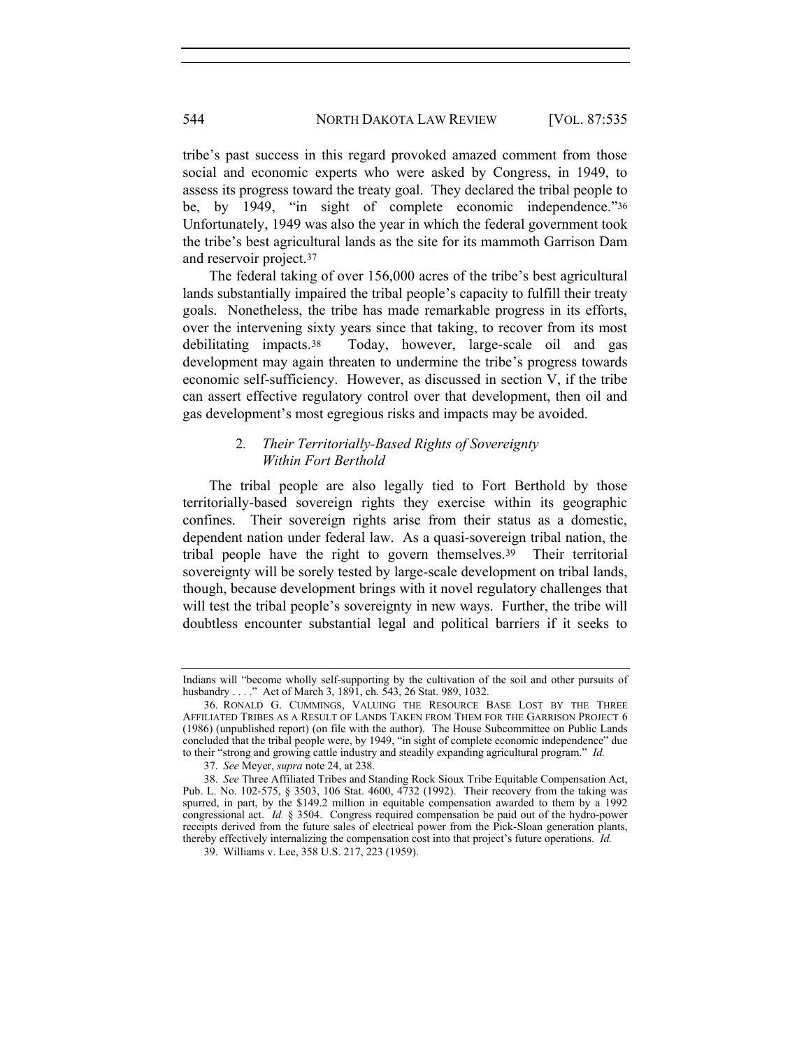tribe's past success in this regard provoked amazed comment from those social and economic experts who were asked by Congress, in 1949, to assess its progress toward the treaty goal. They declared the tribal people to be, by 1949, "in sight of complete economic independence."[36] Unfortunately, 1949 was also the year in which the federal government took the tribe's best agricultural lands as the site for its mammoth Garrison Dam and reservoir project.[37]

The federal taking of over 156,000 acres of the tribe's best agricultural lands substantially impaired the tribal people's capacity to fulfill their treaty goals. Nonetheless, the tribe has made remarkable progress in its efforts, over the intervening sixty years since that taking, to recover from its most debilitating impacts.[38] Today, however, large-scale oil and gas development may again threaten to undermine the tribe's progress towards economic self-sufficiency. However, as discussed in section V, if the tribe can assert effective regulatory control over that development, then oil and gas development's most egregious risks and impacts may be avoided.

### 2. *Their Territorially-Based Rights of Sovereignty Within Fort Berthold*

The tribal people are also legally tied to Fort Berthold by those territorially-based sovereign rights they exercise within its geographic confines. Their sovereign rights arise from their status as a domestic, dependent nation under federal law. As a quasi-sovereign tribal nation, the tribal people have the right to govern themselves.[39] Their territorial sovereignty will be sorely tested by large-scale development on tribal lands, though, because development brings with it novel regulatory challenges that will test the tribal people's sovereignty in new ways. Further, the tribe will doubtless encounter substantial legal and political barriers if it seeks to

---

Indians will "become wholly self-supporting by the cultivation of the soil and other pursuits of husbandry . . . ." Act of March 3, 1891, ch. 543, 26 Stat. 989, 1032.

36. RONALD G. CUMMINGS, VALUING THE RESOURCE BASE LOST BY THE THREE AFFILIATED TRIBES AS A RESULT OF LANDS TAKEN FROM THEM FOR THE GARRISON PROJECT 6 (1986) (unpublished report) (on file with the author). The House Subcommittee on Public Lands concluded that the tribal people were, by 1949, "in sight of complete economic independence" due to their "strong and growing cattle industry and steadily expanding agricultural program." *Id.*

37. *See* Meyer, *supra* note 24, at 238.

38. *See* Three Affiliated Tribes and Standing Rock Sioux Tribe Equitable Compensation Act, Pub. L. No. 102-575, § 3503, 106 Stat. 4600, 4732 (1992). Their recovery from the taking was spurred, in part, by the $149.2 million in equitable compensation awarded to them by a 1992 congressional act. *Id.* § 3504. Congress required compensation be paid out of the hydro-power receipts derived from the future sales of electrical power from the Pick-Sloan generation plants, thereby effectively internalizing the compensation cost into that project's future operations. *Id.*

39. Williams v. Lee, 358 U.S. 217, 223 (1959).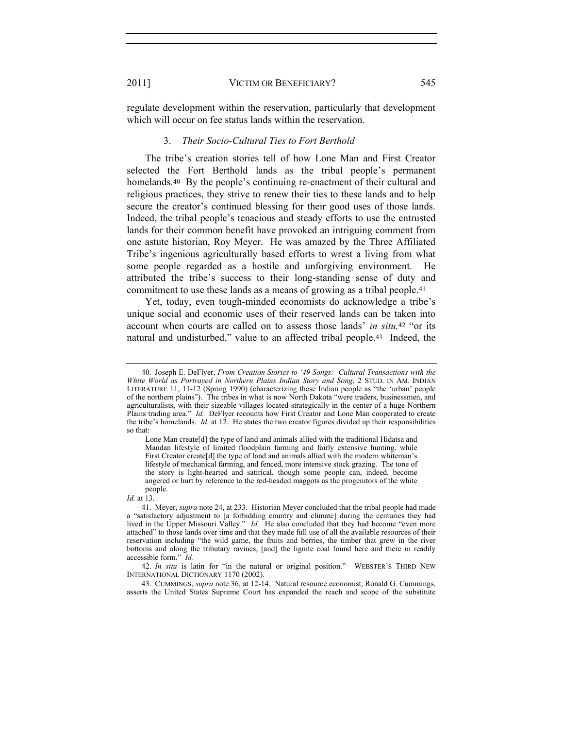regulate development within the reservation, particularly that development which will occur on fee status lands within the reservation.

### 3. *Their Socio-Cultural Ties to Fort Berthold*

The tribe's creation stories tell of how Lone Man and First Creator selected the Fort Berthold lands as the tribal people's permanent homelands.[40] By the people's continuing re-enactment of their cultural and religious practices, they strive to renew their ties to these lands and to help secure the creator's continued blessing for their good uses of those lands. Indeed, the tribal people's tenacious and steady efforts to use the entrusted lands for their common benefit have provoked an intriguing comment from one astute historian, Roy Meyer. He was amazed by the Three Affiliated Tribe's ingenious agriculturally based efforts to wrest a living from what some people regarded as a hostile and unforgiving environment. He attributed the tribe's success to their long-standing sense of duty and commitment to use these lands as a means of growing as a tribal people.[41]

Yet, today, even tough-minded economists do acknowledge a tribe's unique social and economic uses of their reserved lands can be taken into account when courts are called on to assess those lands' *in situ,*[42] "or its natural and undisturbed," value to an affected tribal people.[43] Indeed, the

---

40. Joseph E. DeFlyer, *From Creation Stories to '49 Songs: Cultural Transactions with the White World as Portrayed in Northern Plains Indian Story and Song*, 2 STUD. IN AM. INDIAN LITERATURE 11, 11-12 (Spring 1990) (characterizing these Indian people as "the 'urban' people of the northern plains"). The tribes in what is now North Dakota "were traders, businessmen, and agriculturalists, with their sizeable villages located strategically in the center of a huge Northern Plains trading area." *Id.* DeFlyer recounts how First Creator and Lone Man cooperated to create the tribe's homelands. *Id.* at 12. He states the two creator figures divided up their responsibilities so that:

> Lone Man create[d] the type of land and animals allied with the traditional Hidatsa and Mandan lifestyle of limited floodplain farming and fairly extensive hunting, while First Creator create[d] the type of land and animals allied with the modern whiteman's lifestyle of mechanical farming, and fenced, more intensive stock grazing. The tone of the story is light-hearted and satirical, though some people can, indeed, become angered or hurt by reference to the red-headed maggots as the progenitors of the white people.

*Id.* at 13.

41. Meyer, *supra* note 24, at 233. Historian Meyer concluded that the tribal people had made a "satisfactory adjustment to [a forbidding country and climate] during the centuries they had lived in the Upper Missouri Valley." *Id.* He also concluded that they had become "even more attached" to those lands over time and that they made full use of all the available resources of their reservation including "the wild game, the fruits and berries, the timber that grew in the river bottoms and along the tributary ravines, [and] the lignite coal found here and there in readily accessible form." *Id.*

42. *In situ* is latin for "in the natural or original position." WEBSTER'S THIRD NEW INTERNATIONAL DICTIONARY 1170 (2002).

43. CUMMINGS, *supra* note 36, at 12-14. Natural resource economist, Ronald G. Cummings, asserts the United States Supreme Court has expanded the reach and scope of the substitute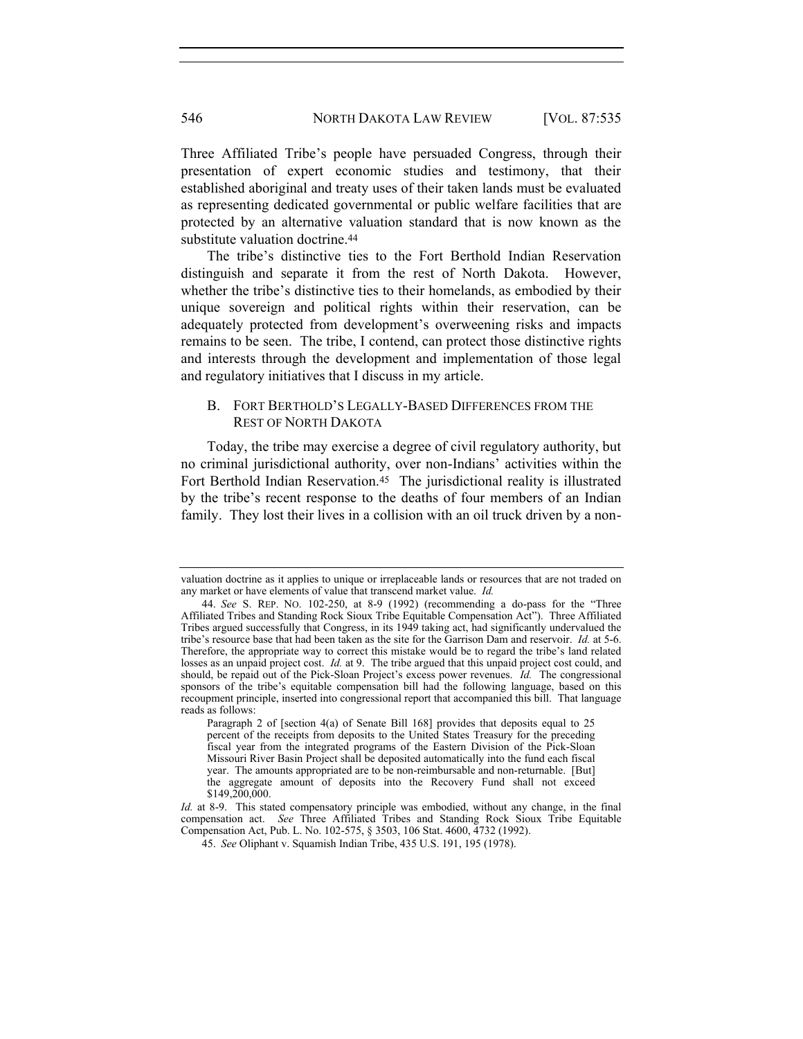Three Affiliated Tribe's people have persuaded Congress, through their presentation of expert economic studies and testimony, that their established aboriginal and treaty uses of their taken lands must be evaluated as representing dedicated governmental or public welfare facilities that are protected by an alternative valuation standard that is now known as the substitute valuation doctrine.[44]

The tribe's distinctive ties to the Fort Berthold Indian Reservation distinguish and separate it from the rest of North Dakota. However, whether the tribe's distinctive ties to their homelands, as embodied by their unique sovereign and political rights within their reservation, can be adequately protected from development's overweening risks and impacts remains to be seen. The tribe, I contend, can protect those distinctive rights and interests through the development and implementation of those legal and regulatory initiatives that I discuss in my article.

### B. Fort Berthold's Legally-Based Differences from the Rest of North Dakota

Today, the tribe may exercise a degree of civil regulatory authority, but no criminal jurisdictional authority, over non-Indians' activities within the Fort Berthold Indian Reservation.[45] The jurisdictional reality is illustrated by the tribe's recent response to the deaths of four members of an Indian family. They lost their lives in a collision with an oil truck driven by a non-

---

valuation doctrine as it applies to unique or irreplaceable lands or resources that are not traded on any market or have elements of value that transcend market value. *Id.*

44. *See* S. Rep. No. 102-250, at 8-9 (1992) (recommending a do-pass for the "Three Affiliated Tribes and Standing Rock Sioux Tribe Equitable Compensation Act"). Three Affiliated Tribes argued successfully that Congress, in its 1949 taking act, had significantly undervalued the tribe's resource base that had been taken as the site for the Garrison Dam and reservoir. *Id.* at 5-6. Therefore, the appropriate way to correct this mistake would be to regard the tribe's land related losses as an unpaid project cost. *Id.* at 9. The tribe argued that this unpaid project cost could, and should, be repaid out of the Pick-Sloan Project's excess power revenues. *Id.* The congressional sponsors of the tribe's equitable compensation bill had the following language, based on this recoupment principle, inserted into congressional report that accompanied this bill. That language reads as follows:

> Paragraph 2 of [section 4(a) of Senate Bill 168] provides that deposits equal to 25 percent of the receipts from deposits to the United States Treasury for the preceding fiscal year from the integrated programs of the Eastern Division of the Pick-Sloan Missouri River Basin Project shall be deposited automatically into the fund each fiscal year. The amounts appropriated are to be non-reimbursable and non-returnable. [But] the aggregate amount of deposits into the Recovery Fund shall not exceed $149,200,000.

*Id.* at 8-9. This stated compensatory principle was embodied, without any change, in the final compensation act. *See* Three Affiliated Tribes and Standing Rock Sioux Tribe Equitable Compensation Act, Pub. L. No. 102-575, § 3503, 106 Stat. 4600, 4732 (1992).

45. *See* Oliphant v. Squamish Indian Tribe, 435 U.S. 191, 195 (1978).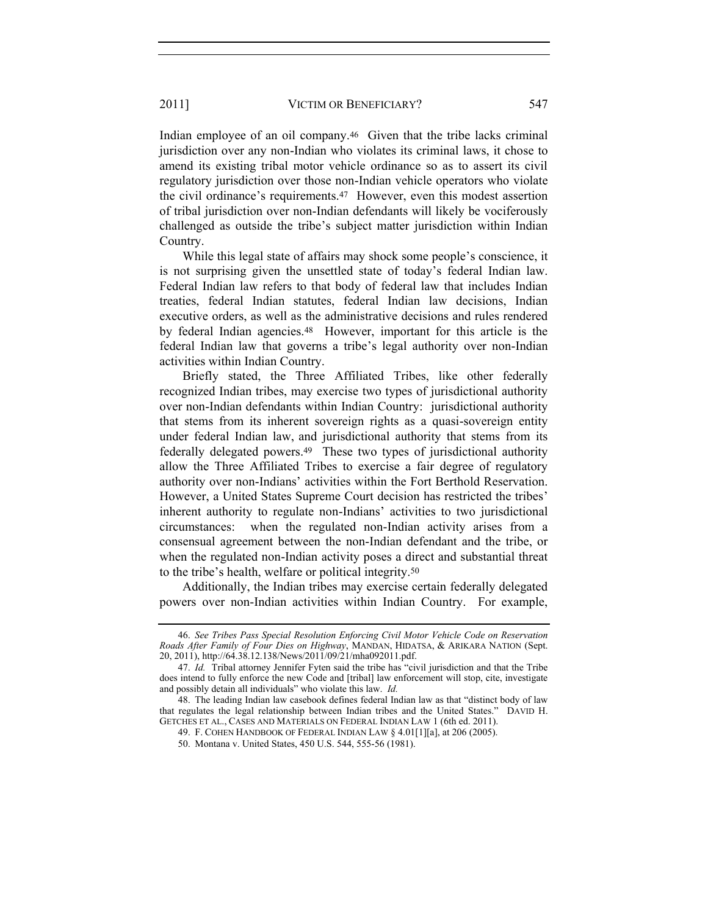Indian employee of an oil company.[46] Given that the tribe lacks criminal jurisdiction over any non-Indian who violates its criminal laws, it chose to amend its existing tribal motor vehicle ordinance so as to assert its civil regulatory jurisdiction over those non-Indian vehicle operators who violate the civil ordinance's requirements.[47] However, even this modest assertion of tribal jurisdiction over non-Indian defendants will likely be vociferously challenged as outside the tribe's subject matter jurisdiction within Indian Country.

While this legal state of affairs may shock some people's conscience, it is not surprising given the unsettled state of today's federal Indian law. Federal Indian law refers to that body of federal law that includes Indian treaties, federal Indian statutes, federal Indian law decisions, Indian executive orders, as well as the administrative decisions and rules rendered by federal Indian agencies.[48] However, important for this article is the federal Indian law that governs a tribe's legal authority over non-Indian activities within Indian Country.

Briefly stated, the Three Affiliated Tribes, like other federally recognized Indian tribes, may exercise two types of jurisdictional authority over non-Indian defendants within Indian Country: jurisdictional authority that stems from its inherent sovereign rights as a quasi-sovereign entity under federal Indian law, and jurisdictional authority that stems from its federally delegated powers.[49] These two types of jurisdictional authority allow the Three Affiliated Tribes to exercise a fair degree of regulatory authority over non-Indians' activities within the Fort Berthold Reservation. However, a United States Supreme Court decision has restricted the tribes' inherent authority to regulate non-Indians' activities to two jurisdictional circumstances: when the regulated non-Indian activity arises from a consensual agreement between the non-Indian defendant and the tribe, or when the regulated non-Indian activity poses a direct and substantial threat to the tribe's health, welfare or political integrity.[50]

Additionally, the Indian tribes may exercise certain federally delegated powers over non-Indian activities within Indian Country. For example,

---

46. *See Tribes Pass Special Resolution Enforcing Civil Motor Vehicle Code on Reservation Roads After Family of Four Dies on Highway*, MANDAN, HIDATSA, & ARIKARA NATION (Sept. 20, 2011), http://64.38.12.138/News/2011/09/21/mha092011.pdf.

47. *Id.* Tribal attorney Jennifer Fyten said the tribe has "civil jurisdiction and that the Tribe does intend to fully enforce the new Code and [tribal] law enforcement will stop, cite, investigate and possibly detain all individuals" who violate this law. *Id.*

48. The leading Indian law casebook defines federal Indian law as that "distinct body of law that regulates the legal relationship between Indian tribes and the United States." DAVID H. GETCHES ET AL., CASES AND MATERIALS ON FEDERAL INDIAN LAW 1 (6th ed. 2011).

49. F. COHEN HANDBOOK OF FEDERAL INDIAN LAW § 4.01[1][a], at 206 (2005).

50. Montana v. United States, 450 U.S. 544, 555-56 (1981).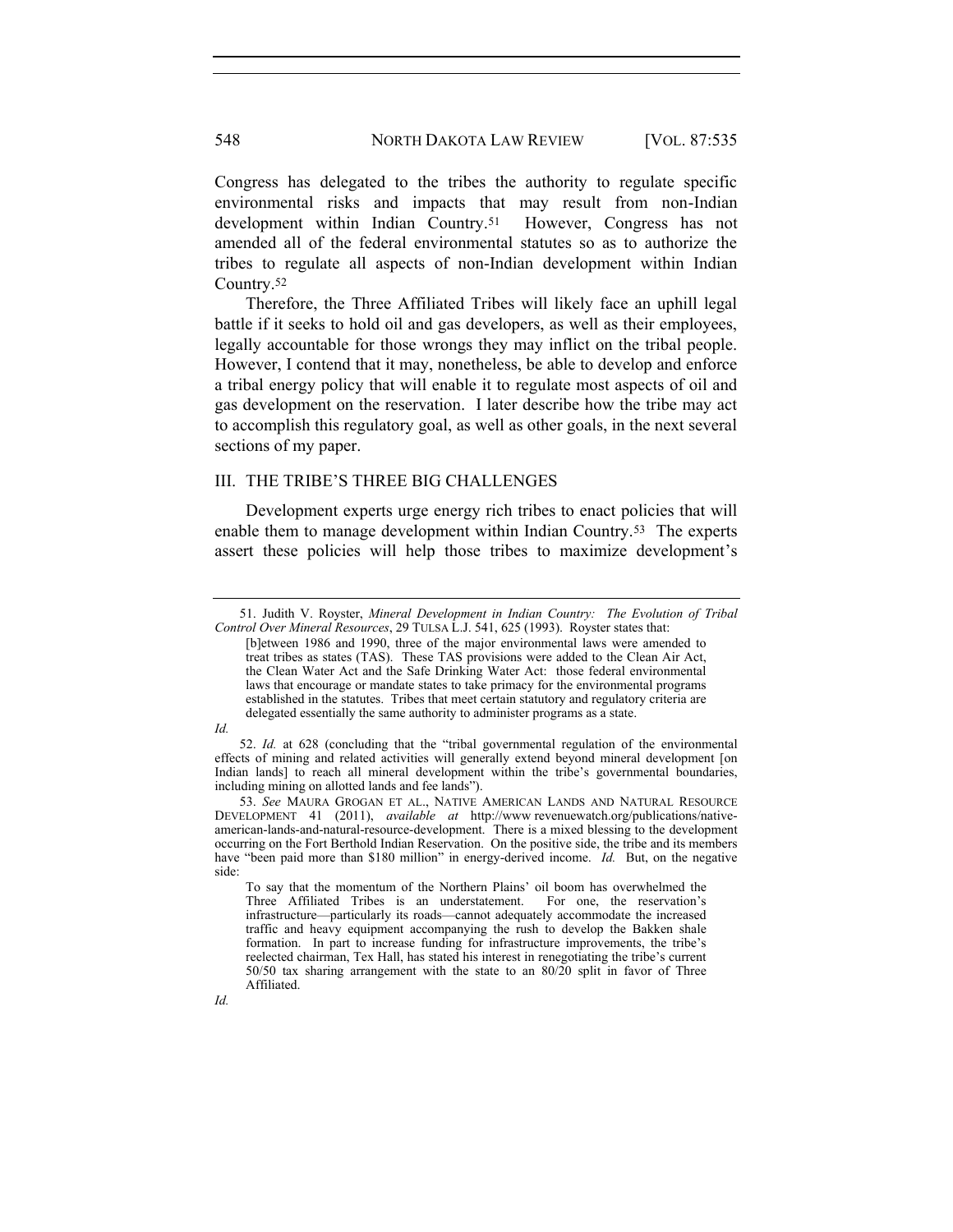Congress has delegated to the tribes the authority to regulate specific environmental risks and impacts that may result from non-Indian development within Indian Country.[51] However, Congress has not amended all of the federal environmental statutes so as to authorize the tribes to regulate all aspects of non-Indian development within Indian Country.[52]

Therefore, the Three Affiliated Tribes will likely face an uphill legal battle if it seeks to hold oil and gas developers, as well as their employees, legally accountable for those wrongs they may inflict on the tribal people. However, I contend that it may, nonetheless, be able to develop and enforce a tribal energy policy that will enable it to regulate most aspects of oil and gas development on the reservation. I later describe how the tribe may act to accomplish this regulatory goal, as well as other goals, in the next several sections of my paper.

## III. THE TRIBE'S THREE BIG CHALLENGES

Development experts urge energy rich tribes to enact policies that will enable them to manage development within Indian Country.[53] The experts assert these policies will help those tribes to maximize development's

---

51. Judith V. Royster, *Mineral Development in Indian Country: The Evolution of Tribal Control Over Mineral Resources*, 29 TULSA L.J. 541, 625 (1993). Royster states that:

> [b]etween 1986 and 1990, three of the major environmental laws were amended to treat tribes as states (TAS). These TAS provisions were added to the Clean Air Act, the Clean Water Act and the Safe Drinking Water Act: those federal environmental laws that encourage or mandate states to take primacy for the environmental programs established in the statutes. Tribes that meet certain statutory and regulatory criteria are delegated essentially the same authority to administer programs as a state.

*Id.*

52. *Id.* at 628 (concluding that the "tribal governmental regulation of the environmental effects of mining and related activities will generally extend beyond mineral development [on Indian lands] to reach all mineral development within the tribe's governmental boundaries, including mining on allotted lands and fee lands").

53. *See* MAURA GROGAN ET AL., NATIVE AMERICAN LANDS AND NATURAL RESOURCE DEVELOPMENT 41 (2011), *available at* http://www revenuewatch.org/publications/native-american-lands-and-natural-resource-development. There is a mixed blessing to the development occurring on the Fort Berthold Indian Reservation. On the positive side, the tribe and its members have "been paid more than $180 million" in energy-derived income. *Id.* But, on the negative side:

> To say that the momentum of the Northern Plains' oil boom has overwhelmed the Three Affiliated Tribes is an understatement. For one, the reservation's infrastructure—particularly its roads—cannot adequately accommodate the increased traffic and heavy equipment accompanying the rush to develop the Bakken shale formation. In part to increase funding for infrastructure improvements, the tribe's reelected chairman, Tex Hall, has stated his interest in renegotiating the tribe's current 50/50 tax sharing arrangement with the state to an 80/20 split in favor of Three Affiliated.

*Id.*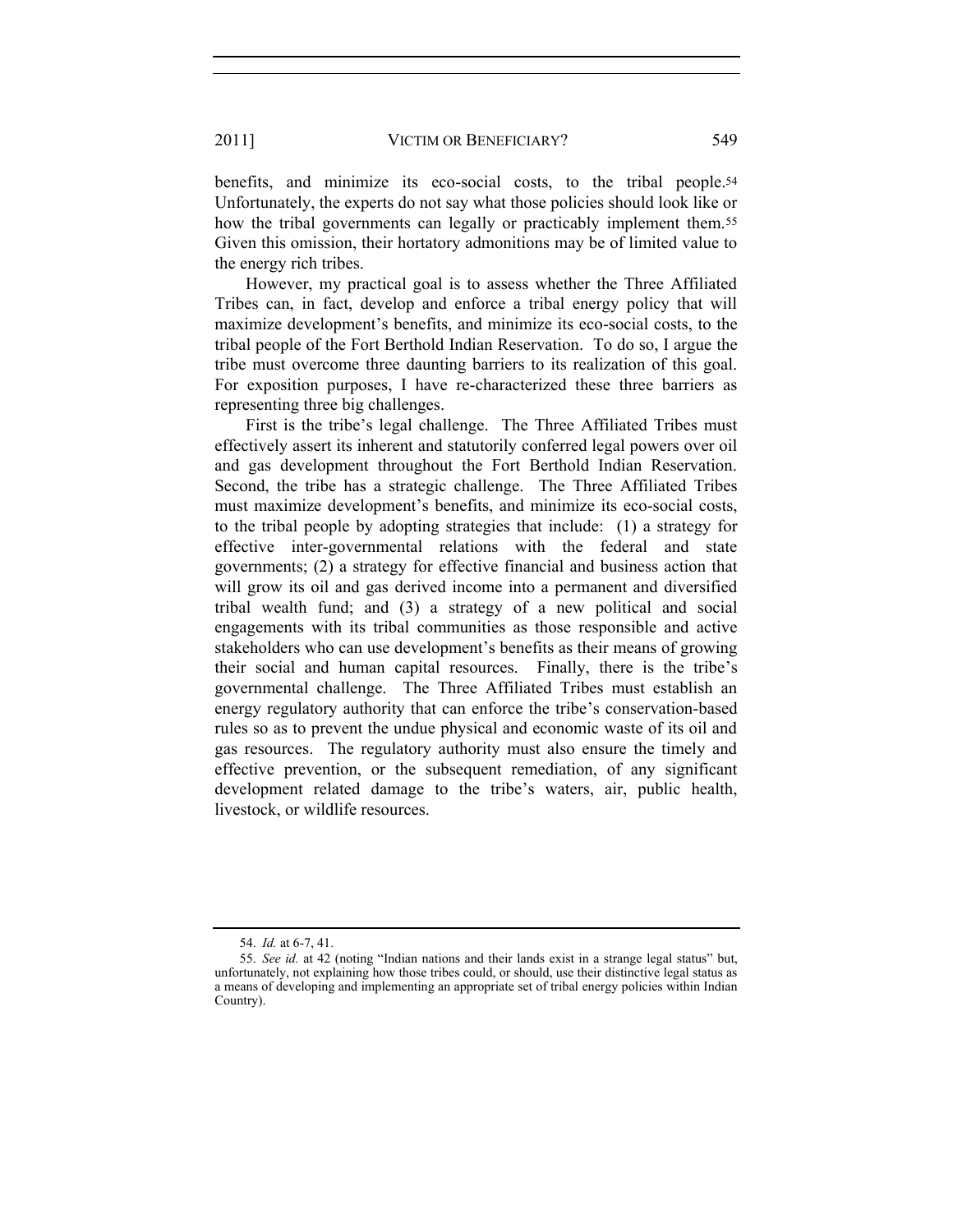benefits, and minimize its eco-social costs, to the tribal people.[54] Unfortunately, the experts do not say what those policies should look like or how the tribal governments can legally or practicably implement them.[55] Given this omission, their hortatory admonitions may be of limited value to the energy rich tribes.

However, my practical goal is to assess whether the Three Affiliated Tribes can, in fact, develop and enforce a tribal energy policy that will maximize development's benefits, and minimize its eco-social costs, to the tribal people of the Fort Berthold Indian Reservation. To do so, I argue the tribe must overcome three daunting barriers to its realization of this goal. For exposition purposes, I have re-characterized these three barriers as representing three big challenges.

First is the tribe's legal challenge. The Three Affiliated Tribes must effectively assert its inherent and statutorily conferred legal powers over oil and gas development throughout the Fort Berthold Indian Reservation. Second, the tribe has a strategic challenge. The Three Affiliated Tribes must maximize development's benefits, and minimize its eco-social costs, to the tribal people by adopting strategies that include: (1) a strategy for effective inter-governmental relations with the federal and state governments; (2) a strategy for effective financial and business action that will grow its oil and gas derived income into a permanent and diversified tribal wealth fund; and (3) a strategy of a new political and social engagements with its tribal communities as those responsible and active stakeholders who can use development's benefits as their means of growing their social and human capital resources. Finally, there is the tribe's governmental challenge. The Three Affiliated Tribes must establish an energy regulatory authority that can enforce the tribe's conservation-based rules so as to prevent the undue physical and economic waste of its oil and gas resources. The regulatory authority must also ensure the timely and effective prevention, or the subsequent remediation, of any significant development related damage to the tribe's waters, air, public health, livestock, or wildlife resources.

---

54. *Id.* at 6-7, 41.

55. *See id.* at 42 (noting "Indian nations and their lands exist in a strange legal status" but, unfortunately, not explaining how those tribes could, or should, use their distinctive legal status as a means of developing and implementing an appropriate set of tribal energy policies within Indian Country).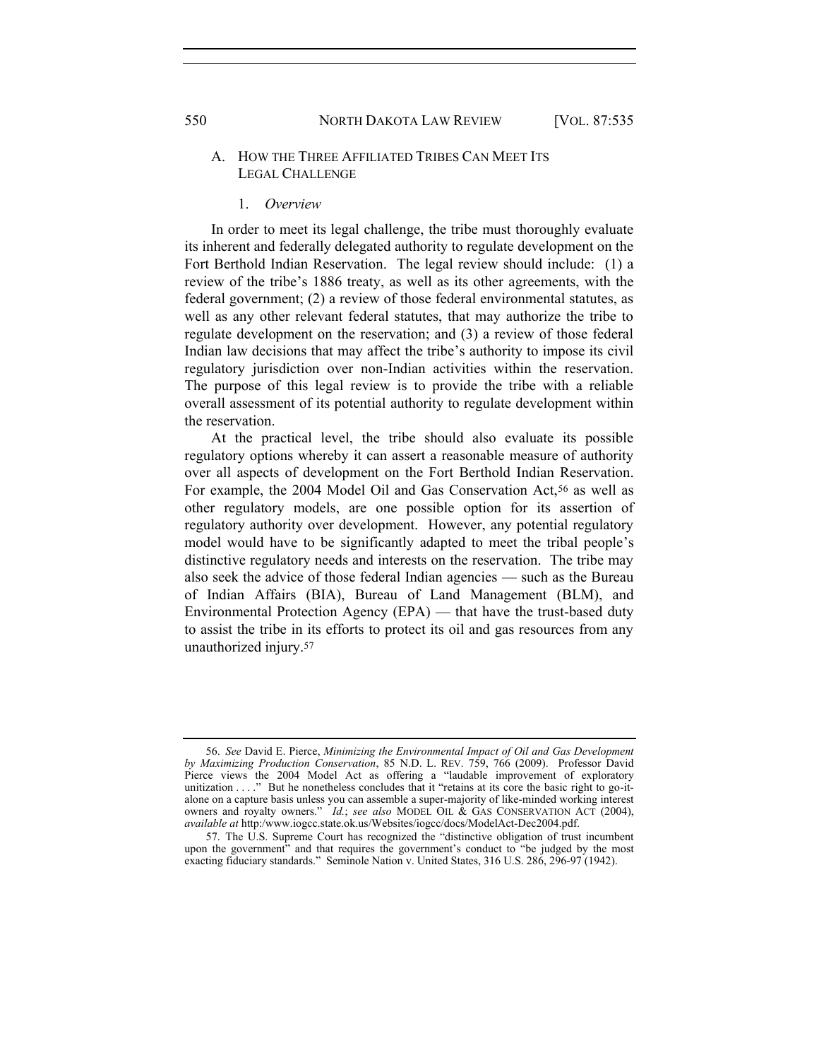### A. HOW THE THREE AFFILIATED TRIBES CAN MEET ITS LEGAL CHALLENGE

#### 1. *Overview*

In order to meet its legal challenge, the tribe must thoroughly evaluate its inherent and federally delegated authority to regulate development on the Fort Berthold Indian Reservation. The legal review should include: (1) a review of the tribe's 1886 treaty, as well as its other agreements, with the federal government; (2) a review of those federal environmental statutes, as well as any other relevant federal statutes, that may authorize the tribe to regulate development on the reservation; and (3) a review of those federal Indian law decisions that may affect the tribe's authority to impose its civil regulatory jurisdiction over non-Indian activities within the reservation. The purpose of this legal review is to provide the tribe with a reliable overall assessment of its potential authority to regulate development within the reservation.

At the practical level, the tribe should also evaluate its possible regulatory options whereby it can assert a reasonable measure of authority over all aspects of development on the Fort Berthold Indian Reservation. For example, the 2004 Model Oil and Gas Conservation Act,[56] as well as other regulatory models, are one possible option for its assertion of regulatory authority over development. However, any potential regulatory model would have to be significantly adapted to meet the tribal people's distinctive regulatory needs and interests on the reservation. The tribe may also seek the advice of those federal Indian agencies — such as the Bureau of Indian Affairs (BIA), Bureau of Land Management (BLM), and Environmental Protection Agency (EPA) — that have the trust-based duty to assist the tribe in its efforts to protect its oil and gas resources from any unauthorized injury.[57]

---

56. *See* David E. Pierce, *Minimizing the Environmental Impact of Oil and Gas Development by Maximizing Production Conservation*, 85 N.D. L. REV. 759, 766 (2009). Professor David Pierce views the 2004 Model Act as offering a "laudable improvement of exploratory unitization . . . ." But he nonetheless concludes that it "retains at its core the basic right to go-it-alone on a capture basis unless you can assemble a super-majority of like-minded working interest owners and royalty owners." *Id.*; *see also* MODEL OIL & GAS CONSERVATION ACT (2004), *available at* http:/www.iogcc.state.ok.us/Websites/iogcc/docs/ModelAct-Dec2004.pdf.

57. The U.S. Supreme Court has recognized the "distinctive obligation of trust incumbent upon the government" and that requires the government's conduct to "be judged by the most exacting fiduciary standards." Seminole Nation v. United States, 316 U.S. 286, 296-97 (1942).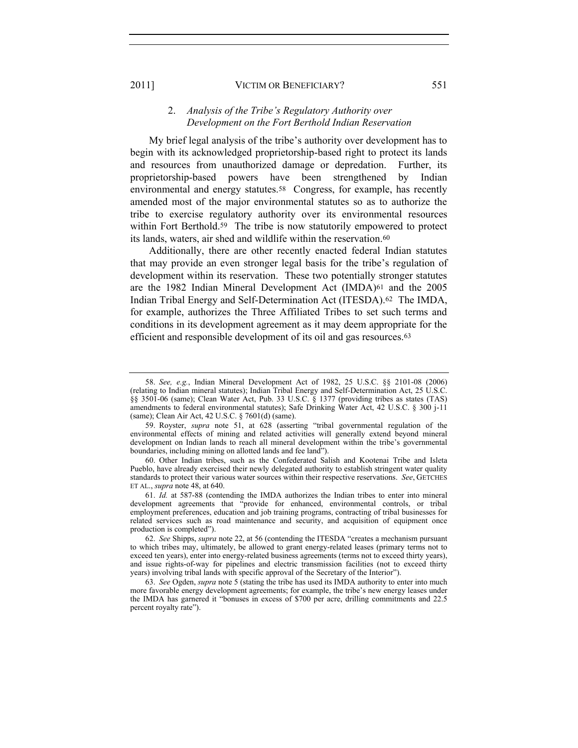### 2. *Analysis of the Tribe's Regulatory Authority over Development on the Fort Berthold Indian Reservation*

My brief legal analysis of the tribe's authority over development has to begin with its acknowledged proprietorship-based right to protect its lands and resources from unauthorized damage or depredation. Further, its proprietorship-based powers have been strengthened by Indian environmental and energy statutes.[58] Congress, for example, has recently amended most of the major environmental statutes so as to authorize the tribe to exercise regulatory authority over its environmental resources within Fort Berthold.[59] The tribe is now statutorily empowered to protect its lands, waters, air shed and wildlife within the reservation.[60]

Additionally, there are other recently enacted federal Indian statutes that may provide an even stronger legal basis for the tribe's regulation of development within its reservation. These two potentially stronger statutes are the 1982 Indian Mineral Development Act (IMDA)[61] and the 2005 Indian Tribal Energy and Self-Determination Act (ITESDA).[62] The IMDA, for example, authorizes the Three Affiliated Tribes to set such terms and conditions in its development agreement as it may deem appropriate for the efficient and responsible development of its oil and gas resources.[63]

---

58. *See, e.g.*, Indian Mineral Development Act of 1982, 25 U.S.C. §§ 2101-08 (2006) (relating to Indian mineral statutes); Indian Tribal Energy and Self-Determination Act, 25 U.S.C. §§ 3501-06 (same); Clean Water Act, Pub. 33 U.S.C. § 1377 (providing tribes as states (TAS) amendments to federal environmental statutes); Safe Drinking Water Act, 42 U.S.C. § 300 j-11 (same); Clean Air Act, 42 U.S.C. § 7601(d) (same).

59. Royster, *supra* note 51, at 628 (asserting "tribal governmental regulation of the environmental effects of mining and related activities will generally extend beyond mineral development on Indian lands to reach all mineral development within the tribe's governmental boundaries, including mining on allotted lands and fee land").

60. Other Indian tribes, such as the Confederated Salish and Kootenai Tribe and Isleta Pueblo, have already exercised their newly delegated authority to establish stringent water quality standards to protect their various water sources within their respective reservations. *See*, GETCHES ET AL., *supra* note 48, at 640.

61. *Id.* at 587-88 (contending the IMDA authorizes the Indian tribes to enter into mineral development agreements that "provide for enhanced, environmental controls, or tribal employment preferences, education and job training programs, contracting of tribal businesses for related services such as road maintenance and security, and acquisition of equipment once production is completed").

62. *See* Shipps, *supra* note 22, at 56 (contending the ITESDA "creates a mechanism pursuant to which tribes may, ultimately, be allowed to grant energy-related leases (primary terms not to exceed ten years), enter into energy-related business agreements (terms not to exceed thirty years), and issue rights-of-way for pipelines and electric transmission facilities (not to exceed thirty years) involving tribal lands with specific approval of the Secretary of the Interior").

63. *See* Ogden, *supra* note 5 (stating the tribe has used its IMDA authority to enter into much more favorable energy development agreements; for example, the tribe's new energy leases under the IMDA has garnered it "bonuses in excess of $700 per acre, drilling commitments and 22.5 percent royalty rate").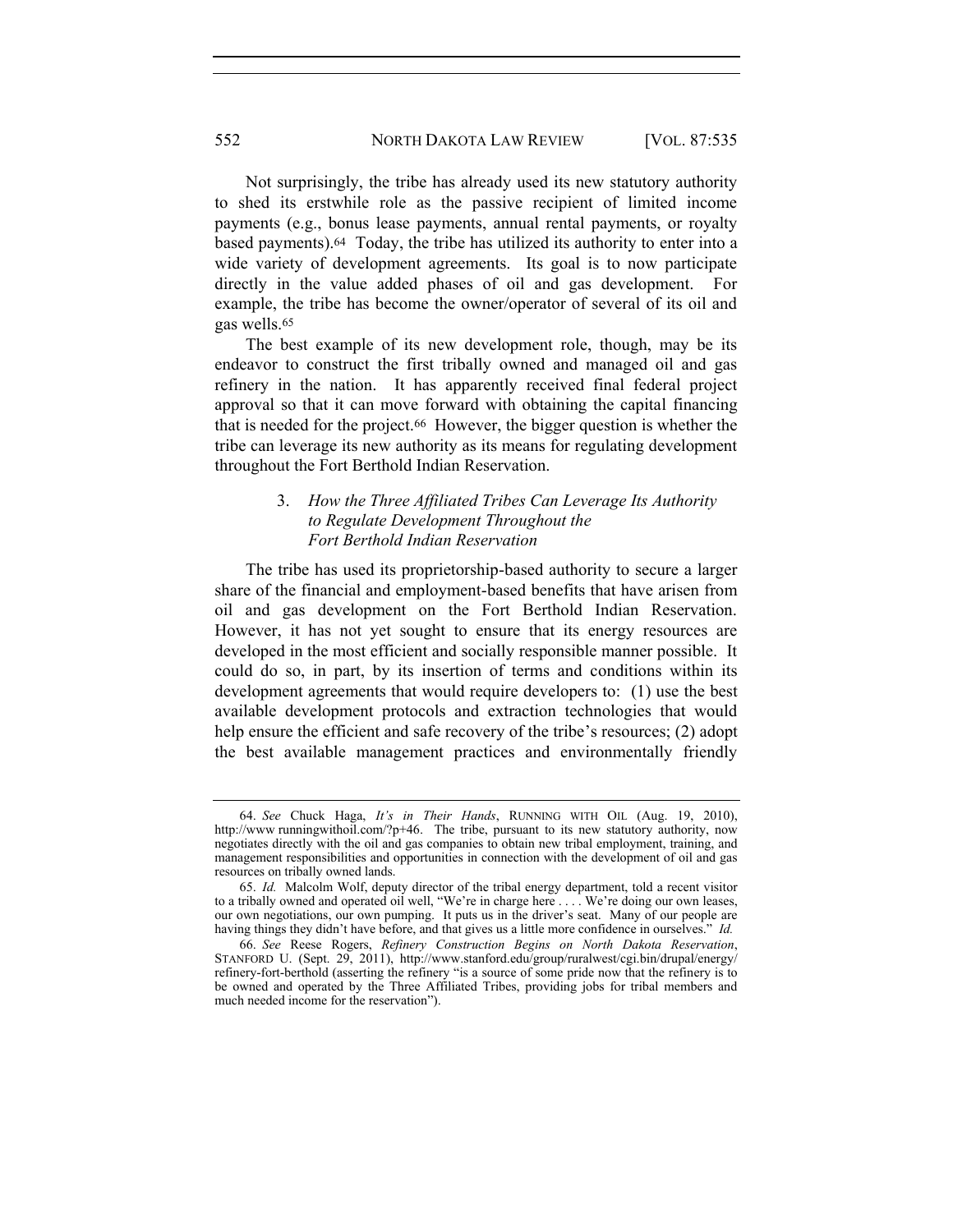Not surprisingly, the tribe has already used its new statutory authority to shed its erstwhile role as the passive recipient of limited income payments (e.g., bonus lease payments, annual rental payments, or royalty based payments).[64] Today, the tribe has utilized its authority to enter into a wide variety of development agreements. Its goal is to now participate directly in the value added phases of oil and gas development. For example, the tribe has become the owner/operator of several of its oil and gas wells.[65]

The best example of its new development role, though, may be its endeavor to construct the first tribally owned and managed oil and gas refinery in the nation. It has apparently received final federal project approval so that it can move forward with obtaining the capital financing that is needed for the project.[66] However, the bigger question is whether the tribe can leverage its new authority as its means for regulating development throughout the Fort Berthold Indian Reservation.

### 3. *How the Three Affiliated Tribes Can Leverage Its Authority to Regulate Development Throughout the Fort Berthold Indian Reservation*

The tribe has used its proprietorship-based authority to secure a larger share of the financial and employment-based benefits that have arisen from oil and gas development on the Fort Berthold Indian Reservation. However, it has not yet sought to ensure that its energy resources are developed in the most efficient and socially responsible manner possible. It could do so, in part, by its insertion of terms and conditions within its development agreements that would require developers to: (1) use the best available development protocols and extraction technologies that would help ensure the efficient and safe recovery of the tribe's resources; (2) adopt the best available management practices and environmentally friendly

---

64. *See* Chuck Haga, *It's in Their Hands*, RUNNING WITH OIL (Aug. 19, 2010), http://www runningwithoil.com/?p+46. The tribe, pursuant to its new statutory authority, now negotiates directly with the oil and gas companies to obtain new tribal employment, training, and management responsibilities and opportunities in connection with the development of oil and gas resources on tribally owned lands.

65. *Id.* Malcolm Wolf, deputy director of the tribal energy department, told a recent visitor to a tribally owned and operated oil well, "We're in charge here . . . . We're doing our own leases, our own negotiations, our own pumping. It puts us in the driver's seat. Many of our people are having things they didn't have before, and that gives us a little more confidence in ourselves." *Id.*

66. *See* Reese Rogers, *Refinery Construction Begins on North Dakota Reservation*, STANFORD U. (Sept. 29, 2011), http://www.stanford.edu/group/ruralwest/cgi.bin/drupal/energy/refinery-fort-berthold (asserting the refinery "is a source of some pride now that the refinery is to be owned and operated by the Three Affiliated Tribes, providing jobs for tribal members and much needed income for the reservation").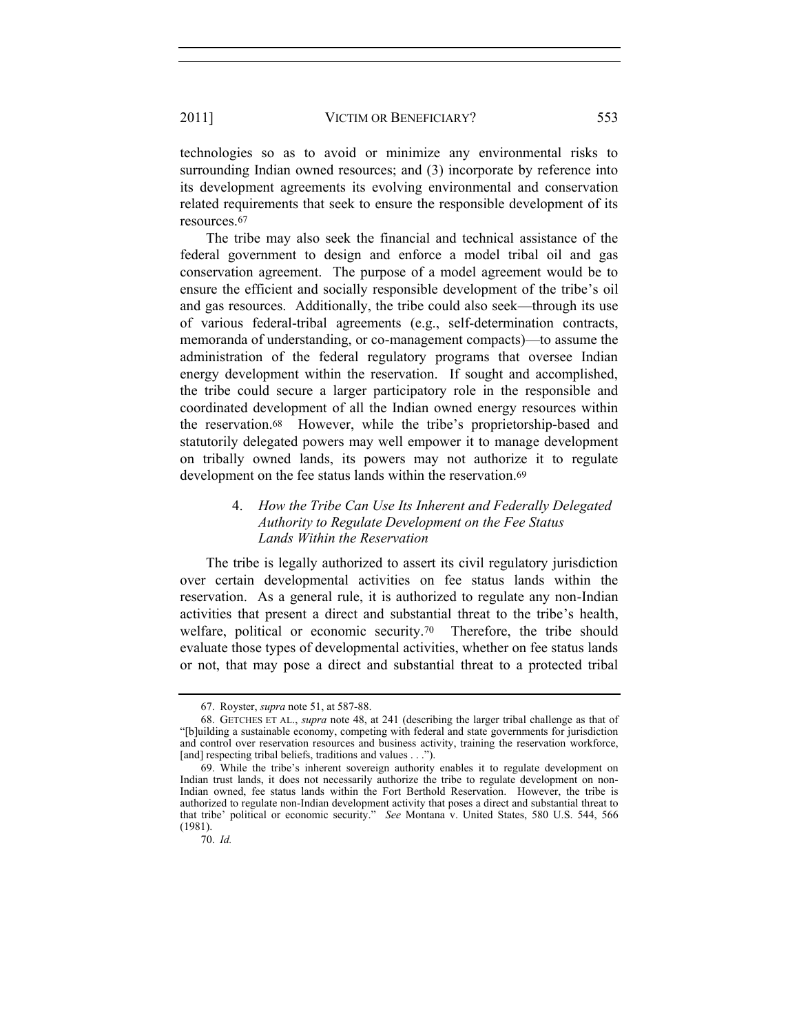technologies so as to avoid or minimize any environmental risks to surrounding Indian owned resources; and (3) incorporate by reference into its development agreements its evolving environmental and conservation related requirements that seek to ensure the responsible development of its resources.[67]

The tribe may also seek the financial and technical assistance of the federal government to design and enforce a model tribal oil and gas conservation agreement. The purpose of a model agreement would be to ensure the efficient and socially responsible development of the tribe's oil and gas resources. Additionally, the tribe could also seek—through its use of various federal-tribal agreements (e.g., self-determination contracts, memoranda of understanding, or co-management compacts)—to assume the administration of the federal regulatory programs that oversee Indian energy development within the reservation. If sought and accomplished, the tribe could secure a larger participatory role in the responsible and coordinated development of all the Indian owned energy resources within the reservation.[68] However, while the tribe's proprietorship-based and statutorily delegated powers may well empower it to manage development on tribally owned lands, its powers may not authorize it to regulate development on the fee status lands within the reservation.[69]

### 4. *How the Tribe Can Use Its Inherent and Federally Delegated Authority to Regulate Development on the Fee Status Lands Within the Reservation*

The tribe is legally authorized to assert its civil regulatory jurisdiction over certain developmental activities on fee status lands within the reservation. As a general rule, it is authorized to regulate any non-Indian activities that present a direct and substantial threat to the tribe's health, welfare, political or economic security.[70] Therefore, the tribe should evaluate those types of developmental activities, whether on fee status lands or not, that may pose a direct and substantial threat to a protected tribal

---

67. Royster, *supra* note 51, at 587-88.

68. GETCHES ET AL., *supra* note 48, at 241 (describing the larger tribal challenge as that of "[b]uilding a sustainable economy, competing with federal and state governments for jurisdiction and control over reservation resources and business activity, training the reservation workforce, [and] respecting tribal beliefs, traditions and values . . .").

69. While the tribe's inherent sovereign authority enables it to regulate development on Indian trust lands, it does not necessarily authorize the tribe to regulate development on non-Indian owned, fee status lands within the Fort Berthold Reservation. However, the tribe is authorized to regulate non-Indian development activity that poses a direct and substantial threat to that tribe' political or economic security." *See* Montana v. United States, 580 U.S. 544, 566 (1981).

70. *Id.*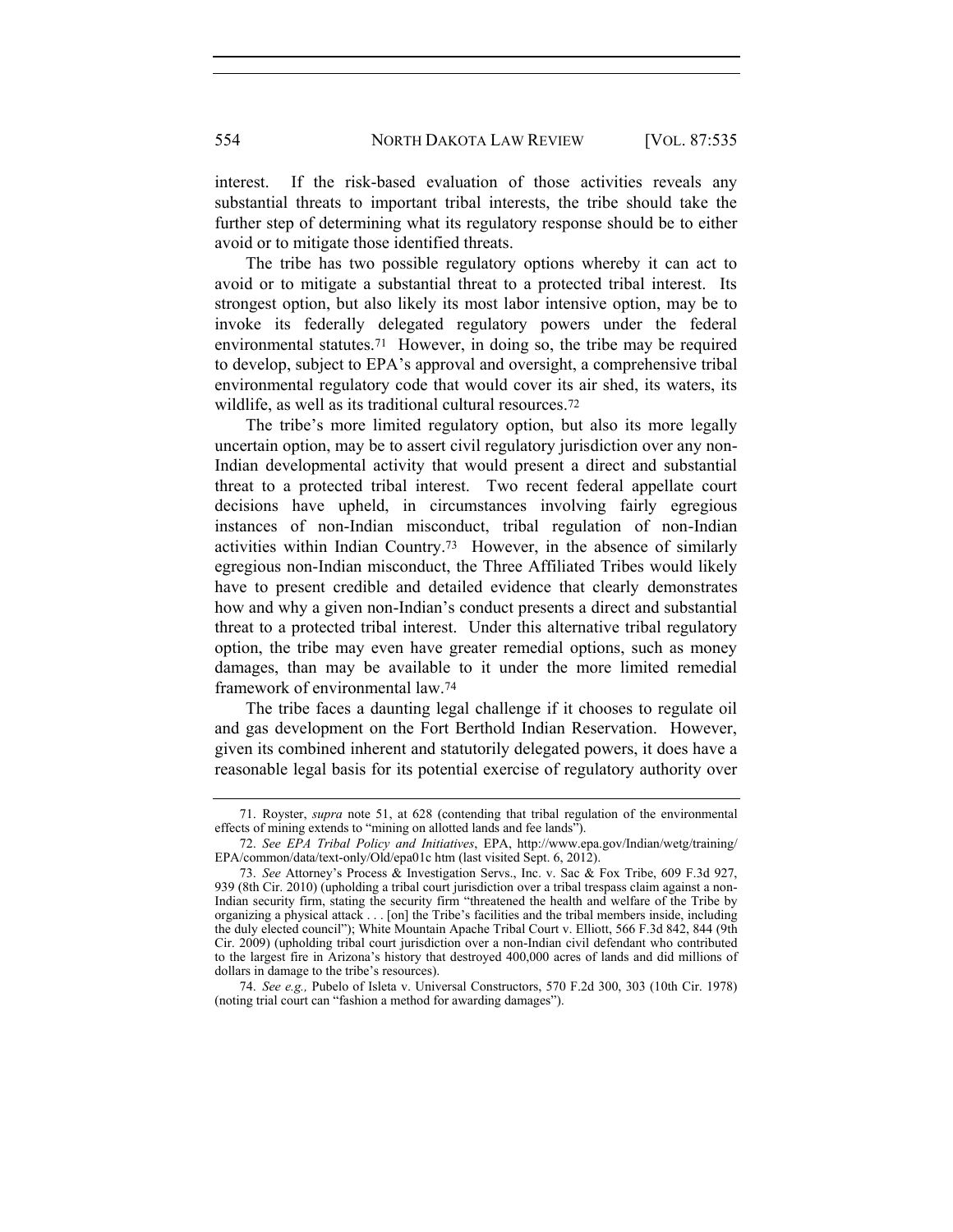interest. If the risk-based evaluation of those activities reveals any substantial threats to important tribal interests, the tribe should take the further step of determining what its regulatory response should be to either avoid or to mitigate those identified threats.

The tribe has two possible regulatory options whereby it can act to avoid or to mitigate a substantial threat to a protected tribal interest. Its strongest option, but also likely its most labor intensive option, may be to invoke its federally delegated regulatory powers under the federal environmental statutes.[71] However, in doing so, the tribe may be required to develop, subject to EPA's approval and oversight, a comprehensive tribal environmental regulatory code that would cover its air shed, its waters, its wildlife, as well as its traditional cultural resources.[72]

The tribe's more limited regulatory option, but also its more legally uncertain option, may be to assert civil regulatory jurisdiction over any non-Indian developmental activity that would present a direct and substantial threat to a protected tribal interest. Two recent federal appellate court decisions have upheld, in circumstances involving fairly egregious instances of non-Indian misconduct, tribal regulation of non-Indian activities within Indian Country.[73] However, in the absence of similarly egregious non-Indian misconduct, the Three Affiliated Tribes would likely have to present credible and detailed evidence that clearly demonstrates how and why a given non-Indian's conduct presents a direct and substantial threat to a protected tribal interest. Under this alternative tribal regulatory option, the tribe may even have greater remedial options, such as money damages, than may be available to it under the more limited remedial framework of environmental law.[74]

The tribe faces a daunting legal challenge if it chooses to regulate oil and gas development on the Fort Berthold Indian Reservation. However, given its combined inherent and statutorily delegated powers, it does have a reasonable legal basis for its potential exercise of regulatory authority over

---

71. Royster, *supra* note 51, at 628 (contending that tribal regulation of the environmental effects of mining extends to "mining on allotted lands and fee lands").

72. *See EPA Tribal Policy and Initiatives*, EPA, http://www.epa.gov/Indian/wetg/training/EPA/common/data/text-only/Old/epa01c htm (last visited Sept. 6, 2012).

73. *See* Attorney's Process & Investigation Servs., Inc. v. Sac & Fox Tribe, 609 F.3d 927, 939 (8th Cir. 2010) (upholding a tribal court jurisdiction over a tribal trespass claim against a non-Indian security firm, stating the security firm "threatened the health and welfare of the Tribe by organizing a physical attack . . . [on] the Tribe's facilities and the tribal members inside, including the duly elected council"); White Mountain Apache Tribal Court v. Elliott, 566 F.3d 842, 844 (9th Cir. 2009) (upholding tribal court jurisdiction over a non-Indian civil defendant who contributed to the largest fire in Arizona's history that destroyed 400,000 acres of lands and did millions of dollars in damage to the tribe's resources).

74. *See e.g.,* Pubelo of Isleta v. Universal Constructors, 570 F.2d 300, 303 (10th Cir. 1978) (noting trial court can "fashion a method for awarding damages").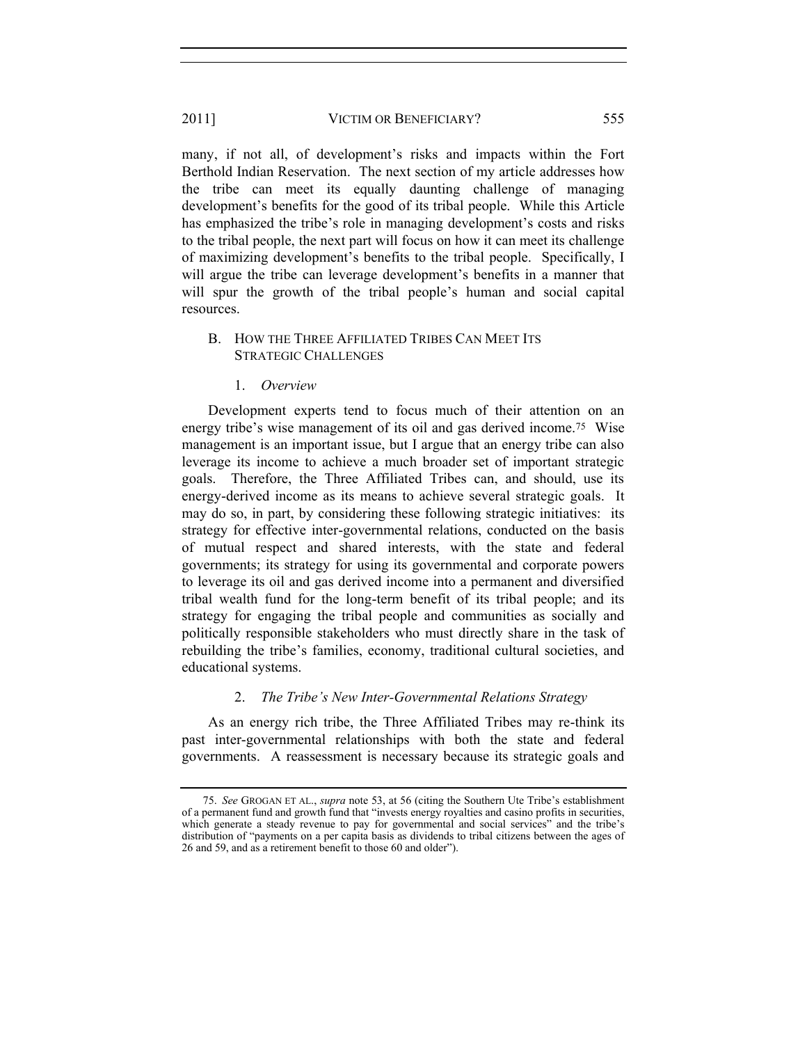many, if not all, of development's risks and impacts within the Fort Berthold Indian Reservation. The next section of my article addresses how the tribe can meet its equally daunting challenge of managing development's benefits for the good of its tribal people. While this Article has emphasized the tribe's role in managing development's costs and risks to the tribal people, the next part will focus on how it can meet its challenge of maximizing development's benefits to the tribal people. Specifically, I will argue the tribe can leverage development's benefits in a manner that will spur the growth of the tribal people's human and social capital resources.

## B. How the Three Affiliated Tribes Can Meet Its Strategic Challenges

### 1. *Overview*

Development experts tend to focus much of their attention on an energy tribe's wise management of its oil and gas derived income.[75] Wise management is an important issue, but I argue that an energy tribe can also leverage its income to achieve a much broader set of important strategic goals. Therefore, the Three Affiliated Tribes can, and should, use its energy-derived income as its means to achieve several strategic goals. It may do so, in part, by considering these following strategic initiatives: its strategy for effective inter-governmental relations, conducted on the basis of mutual respect and shared interests, with the state and federal governments; its strategy for using its governmental and corporate powers to leverage its oil and gas derived income into a permanent and diversified tribal wealth fund for the long-term benefit of its tribal people; and its strategy for engaging the tribal people and communities as socially and politically responsible stakeholders who must directly share in the task of rebuilding the tribe's families, economy, traditional cultural societies, and educational systems.

### 2. *The Tribe's New Inter-Governmental Relations Strategy*

As an energy rich tribe, the Three Affiliated Tribes may re-think its past inter-governmental relationships with both the state and federal governments. A reassessment is necessary because its strategic goals and

---

75. *See* Grogan et al., *supra* note 53, at 56 (citing the Southern Ute Tribe's establishment of a permanent fund and growth fund that "invests energy royalties and casino profits in securities, which generate a steady revenue to pay for governmental and social services" and the tribe's distribution of "payments on a per capita basis as dividends to tribal citizens between the ages of 26 and 59, and as a retirement benefit to those 60 and older").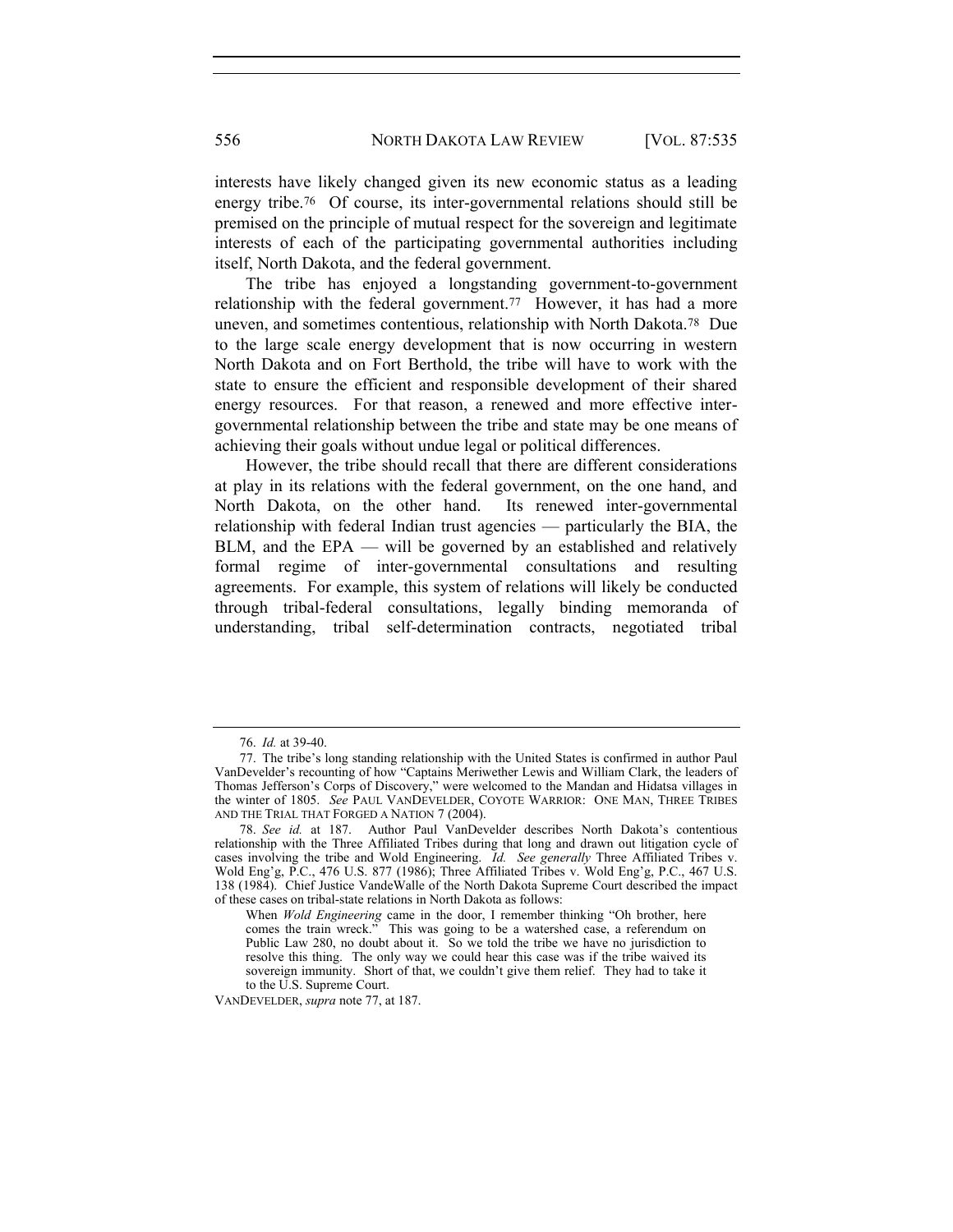interests have likely changed given its new economic status as a leading energy tribe.[76] Of course, its inter-governmental relations should still be premised on the principle of mutual respect for the sovereign and legitimate interests of each of the participating governmental authorities including itself, North Dakota, and the federal government.

The tribe has enjoyed a longstanding government-to-government relationship with the federal government.[77] However, it has had a more uneven, and sometimes contentious, relationship with North Dakota.[78] Due to the large scale energy development that is now occurring in western North Dakota and on Fort Berthold, the tribe will have to work with the state to ensure the efficient and responsible development of their shared energy resources. For that reason, a renewed and more effective inter-governmental relationship between the tribe and state may be one means of achieving their goals without undue legal or political differences.

However, the tribe should recall that there are different considerations at play in its relations with the federal government, on the one hand, and North Dakota, on the other hand. Its renewed inter-governmental relationship with federal Indian trust agencies — particularly the BIA, the BLM, and the EPA — will be governed by an established and relatively formal regime of inter-governmental consultations and resulting agreements. For example, this system of relations will likely be conducted through tribal-federal consultations, legally binding memoranda of understanding, tribal self-determination contracts, negotiated tribal

---

76. *Id.* at 39-40.

77. The tribe's long standing relationship with the United States is confirmed in author Paul VanDevelder's recounting of how "Captains Meriwether Lewis and William Clark, the leaders of Thomas Jefferson's Corps of Discovery," were welcomed to the Mandan and Hidatsa villages in the winter of 1805. *See* PAUL VANDEVELDER, COYOTE WARRIOR: ONE MAN, THREE TRIBES AND THE TRIAL THAT FORGED A NATION 7 (2004).

78. *See id.* at 187. Author Paul VanDevelder describes North Dakota's contentious relationship with the Three Affiliated Tribes during that long and drawn out litigation cycle of cases involving the tribe and Wold Engineering. *Id.* *See generally* Three Affiliated Tribes v. Wold Eng'g, P.C., 476 U.S. 877 (1986); Three Affiliated Tribes v. Wold Eng'g, P.C., 467 U.S. 138 (1984). Chief Justice VandeWalle of the North Dakota Supreme Court described the impact of these cases on tribal-state relations in North Dakota as follows:

> When *Wold Engineering* came in the door, I remember thinking "Oh brother, here comes the train wreck." This was going to be a watershed case, a referendum on Public Law 280, no doubt about it. So we told the tribe we have no jurisdiction to resolve this thing. The only way we could hear this case was if the tribe waived its sovereign immunity. Short of that, we couldn't give them relief. They had to take it to the U.S. Supreme Court.

VANDEVELDER, *supra* note 77, at 187.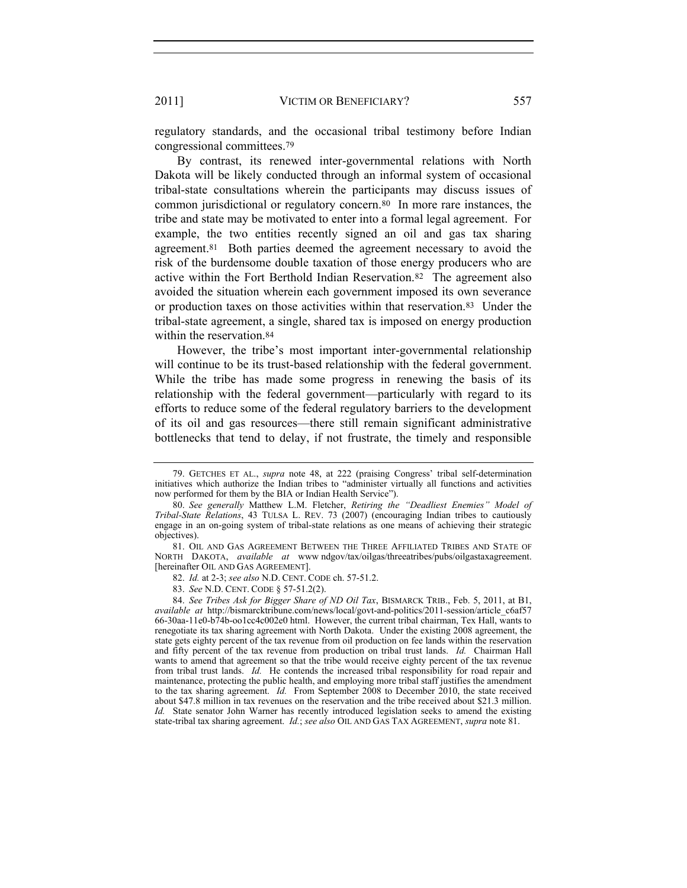regulatory standards, and the occasional tribal testimony before Indian congressional committees.[79]

By contrast, its renewed inter-governmental relations with North Dakota will be likely conducted through an informal system of occasional tribal-state consultations wherein the participants may discuss issues of common jurisdictional or regulatory concern.[80] In more rare instances, the tribe and state may be motivated to enter into a formal legal agreement. For example, the two entities recently signed an oil and gas tax sharing agreement.[81] Both parties deemed the agreement necessary to avoid the risk of the burdensome double taxation of those energy producers who are active within the Fort Berthold Indian Reservation.[82] The agreement also avoided the situation wherein each government imposed its own severance or production taxes on those activities within that reservation.[83] Under the tribal-state agreement, a single, shared tax is imposed on energy production within the reservation.[84]

However, the tribe's most important inter-governmental relationship will continue to be its trust-based relationship with the federal government. While the tribe has made some progress in renewing the basis of its relationship with the federal government—particularly with regard to its efforts to reduce some of the federal regulatory barriers to the development of its oil and gas resources—there still remain significant administrative bottlenecks that tend to delay, if not frustrate, the timely and responsible

---

79. GETCHES ET AL., *supra* note 48, at 222 (praising Congress' tribal self-determination initiatives which authorize the Indian tribes to "administer virtually all functions and activities now performed for them by the BIA or Indian Health Service").

80. *See generally* Matthew L.M. Fletcher, *Retiring the "Deadliest Enemies" Model of Tribal-State Relations*, 43 TULSA L. REV. 73 (2007) (encouraging Indian tribes to cautiously engage in an on-going system of tribal-state relations as one means of achieving their strategic objectives).

81. OIL AND GAS AGREEMENT BETWEEN THE THREE AFFILIATED TRIBES AND STATE OF NORTH DAKOTA, *available at* www ndgov/tax/oilgas/threeatribes/pubs/oilgastaxagreement. [hereinafter OIL AND GAS AGREEMENT].

82. *Id.* at 2-3; *see also* N.D. CENT. CODE ch. 57-51.2.

83. *See* N.D. CENT. CODE § 57-51.2(2).

84. *See Tribes Ask for Bigger Share of ND Oil Tax*, BISMARCK TRIB., Feb. 5, 2011, at B1, *available at* http://bismarcktribune.com/news/local/govt-and-politics/2011-session/article_c6af57 66-30aa-11e0-b74b-oo1cc4c002e0 html. However, the current tribal chairman, Tex Hall, wants to renegotiate its tax sharing agreement with North Dakota. Under the existing 2008 agreement, the state gets eighty percent of the tax revenue from oil production on fee lands within the reservation and fifty percent of the tax revenue from production on tribal trust lands. *Id.* Chairman Hall wants to amend that agreement so that the tribe would receive eighty percent of the tax revenue from tribal trust lands. *Id.* He contends the increased tribal responsibility for road repair and maintenance, protecting the public health, and employing more tribal staff justifies the amendment to the tax sharing agreement. *Id.* From September 2008 to December 2010, the state received about $47.8 million in tax revenues on the reservation and the tribe received about $21.3 million. *Id.* State senator John Warner has recently introduced legislation seeks to amend the existing state-tribal tax sharing agreement. *Id.*; *see also* OIL AND GAS TAX AGREEMENT, *supra* note 81.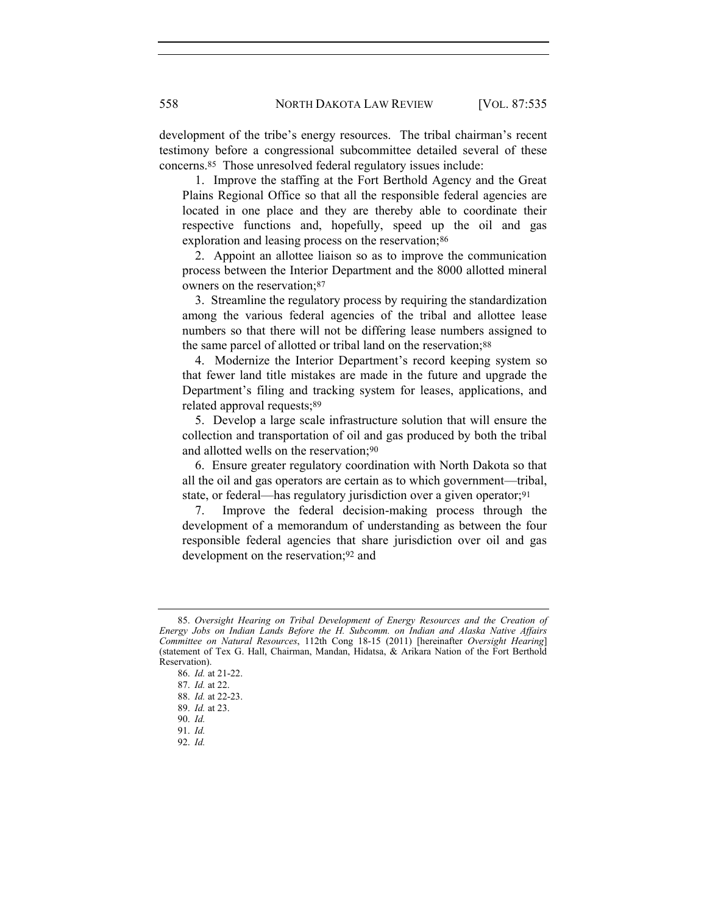development of the tribe's energy resources. The tribal chairman's recent testimony before a congressional subcommittee detailed several of these concerns.[85] Those unresolved federal regulatory issues include:

1. Improve the staffing at the Fort Berthold Agency and the Great Plains Regional Office so that all the responsible federal agencies are located in one place and they are thereby able to coordinate their respective functions and, hopefully, speed up the oil and gas exploration and leasing process on the reservation;[86]

2. Appoint an allottee liaison so as to improve the communication process between the Interior Department and the 8000 allotted mineral owners on the reservation;[87]

3. Streamline the regulatory process by requiring the standardization among the various federal agencies of the tribal and allottee lease numbers so that there will not be differing lease numbers assigned to the same parcel of allotted or tribal land on the reservation;[88]

4. Modernize the Interior Department's record keeping system so that fewer land title mistakes are made in the future and upgrade the Department's filing and tracking system for leases, applications, and related approval requests;[89]

5. Develop a large scale infrastructure solution that will ensure the collection and transportation of oil and gas produced by both the tribal and allotted wells on the reservation;[90]

6. Ensure greater regulatory coordination with North Dakota so that all the oil and gas operators are certain as to which government—tribal, state, or federal—has regulatory jurisdiction over a given operator;[91]

7. Improve the federal decision-making process through the development of a memorandum of understanding as between the four responsible federal agencies that share jurisdiction over oil and gas development on the reservation;[92] and

---

85. *Oversight Hearing on Tribal Development of Energy Resources and the Creation of Energy Jobs on Indian Lands Before the H. Subcomm. on Indian and Alaska Native Affairs Committee on Natural Resources*, 112th Cong 18-15 (2011) [hereinafter *Oversight Hearing*] (statement of Tex G. Hall, Chairman, Mandan, Hidatsa, & Arikara Nation of the Fort Berthold Reservation).

86. *Id.* at 21-22.

87. *Id.* at 22.

88. *Id.* at 22-23.

89. *Id.* at 23.

90. *Id.*

91. *Id.*

92. *Id.*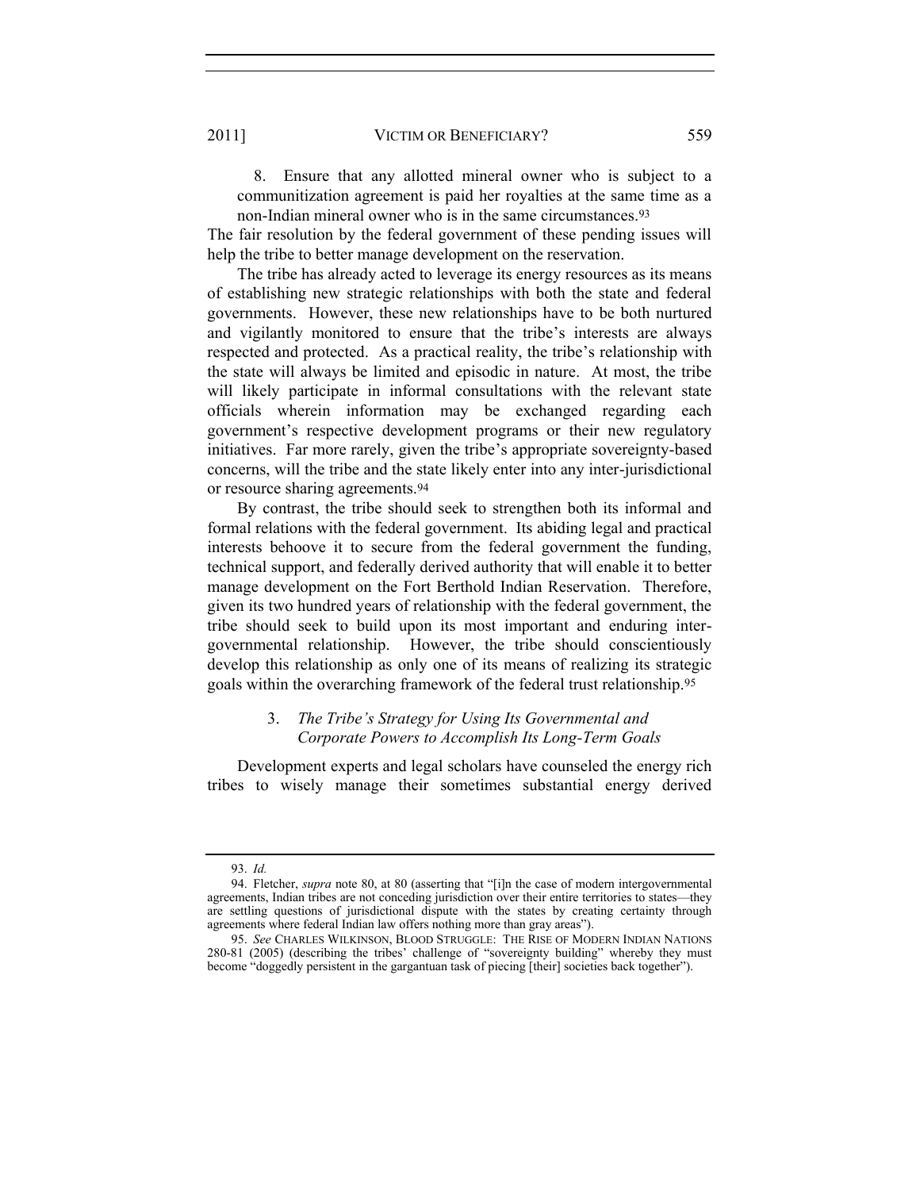8. Ensure that any allotted mineral owner who is subject to a communitization agreement is paid her royalties at the same time as a non-Indian mineral owner who is in the same circumstances.[93]

The fair resolution by the federal government of these pending issues will help the tribe to better manage development on the reservation.

The tribe has already acted to leverage its energy resources as its means of establishing new strategic relationships with both the state and federal governments. However, these new relationships have to be both nurtured and vigilantly monitored to ensure that the tribe's interests are always respected and protected. As a practical reality, the tribe's relationship with the state will always be limited and episodic in nature. At most, the tribe will likely participate in informal consultations with the relevant state officials wherein information may be exchanged regarding each government's respective development programs or their new regulatory initiatives. Far more rarely, given the tribe's appropriate sovereignty-based concerns, will the tribe and the state likely enter into any inter-jurisdictional or resource sharing agreements.[94]

By contrast, the tribe should seek to strengthen both its informal and formal relations with the federal government. Its abiding legal and practical interests behoove it to secure from the federal government the funding, technical support, and federally derived authority that will enable it to better manage development on the Fort Berthold Indian Reservation. Therefore, given its two hundred years of relationship with the federal government, the tribe should seek to build upon its most important and enduring inter-governmental relationship. However, the tribe should conscientiously develop this relationship as only one of its means of realizing its strategic goals within the overarching framework of the federal trust relationship.[95]

### 3. *The Tribe's Strategy for Using Its Governmental and Corporate Powers to Accomplish Its Long-Term Goals*

Development experts and legal scholars have counseled the energy rich tribes to wisely manage their sometimes substantial energy derived

---

93. *Id.*

94. Fletcher, *supra* note 80, at 80 (asserting that "[i]n the case of modern intergovernmental agreements, Indian tribes are not conceding jurisdiction over their entire territories to states—they are settling questions of jurisdictional dispute with the states by creating certainty through agreements where federal Indian law offers nothing more than gray areas").

95. *See* CHARLES WILKINSON, BLOOD STRUGGLE: THE RISE OF MODERN INDIAN NATIONS 280-81 (2005) (describing the tribes' challenge of "sovereignty building" whereby they must become "doggedly persistent in the gargantuan task of piecing [their] societies back together").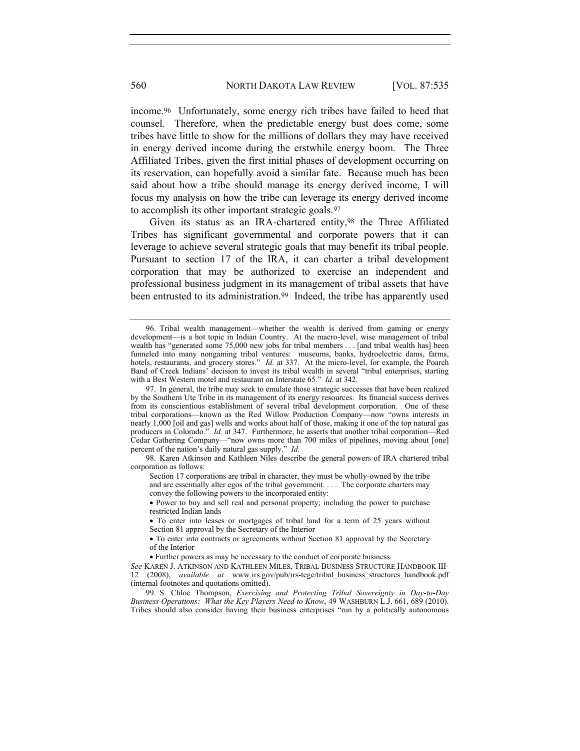income.[96] Unfortunately, some energy rich tribes have failed to heed that counsel. Therefore, when the predictable energy bust does come, some tribes have little to show for the millions of dollars they may have received in energy derived income during the erstwhile energy boom. The Three Affiliated Tribes, given the first initial phases of development occurring on its reservation, can hopefully avoid a similar fate. Because much has been said about how a tribe should manage its energy derived income, I will focus my analysis on how the tribe can leverage its energy derived income to accomplish its other important strategic goals.[97]

Given its status as an IRA-chartered entity,[98] the Three Affiliated Tribes has significant governmental and corporate powers that it can leverage to achieve several strategic goals that may benefit its tribal people. Pursuant to section 17 of the IRA, it can charter a tribal development corporation that may be authorized to exercise an independent and professional business judgment in its management of tribal assets that have been entrusted to its administration.[99] Indeed, the tribe has apparently used

---

96. Tribal wealth management—whether the wealth is derived from gaming or energy development—is a hot topic in Indian Country. At the macro-level, wise management of tribal wealth has "generated some 75,000 new jobs for tribal members . . . [and tribal wealth has] been funneled into many nongaming tribal ventures: museums, banks, hydroelectric dams, farms, hotels, restaurants, and grocery stores." *Id.* at 337. At the micro-level, for example, the Poarch Band of Creek Indians' decision to invest its tribal wealth in several "tribal enterprises, starting with a Best Western motel and restaurant on Interstate 65." *Id.* at 342.

97. In general, the tribe may seek to emulate those strategic successes that have been realized by the Southern Ute Tribe in its management of its energy resources. Its financial success derives from its conscientious establishment of several tribal development corporation. One of these tribal corporations—known as the Red Willow Production Company—now "owns interests in nearly 1,000 [oil and gas] wells and works about half of those, making it one of the top natural gas producers in Colorado." *Id.* at 347. Furthermore, he asserts that another tribal corporation—Red Cedar Gathering Company—"now owns more than 700 miles of pipelines, moving about [one] percent of the nation's daily natural gas supply." *Id.*

98. Karen Atkinson and Kathleen Niles describe the general powers of IRA chartered tribal corporation as follows:

> Section 17 corporations are tribal in character, they must be wholly-owned by the tribe and are essentially alter egos of the tribal government. . . . The corporate charters may convey the following powers to the incorporated entity:
>
> • Power to buy and sell real and personal property; including the power to purchase restricted Indian lands
>
> • To enter into leases or mortgages of tribal land for a term of 25 years without Section 81 approval by the Secretary of the Interior
>
> • To enter into contracts or agreements without Section 81 approval by the Secretary of the Interior
>
> • Further powers as may be necessary to the conduct of corporate business.

*See* KAREN J. ATKINSON AND KATHLEEN MILES, TRIBAL BUSINESS STRUCTURE HANDBOOK III-12 (2008), *available at* www.irs.gov/pub/irs-tege/tribal_business_structures_handbook.pdf (internal footnotes and quotations omitted).

99. S. Chloe Thompson, *Exercising and Protecting Tribal Sovereignty in Day-to-Day Business Operations: What the Key Players Need to Know*, 49 WASHBURN L.J. 661, 689 (2010). Tribes should also consider having their business enterprises "run by a politically autonomous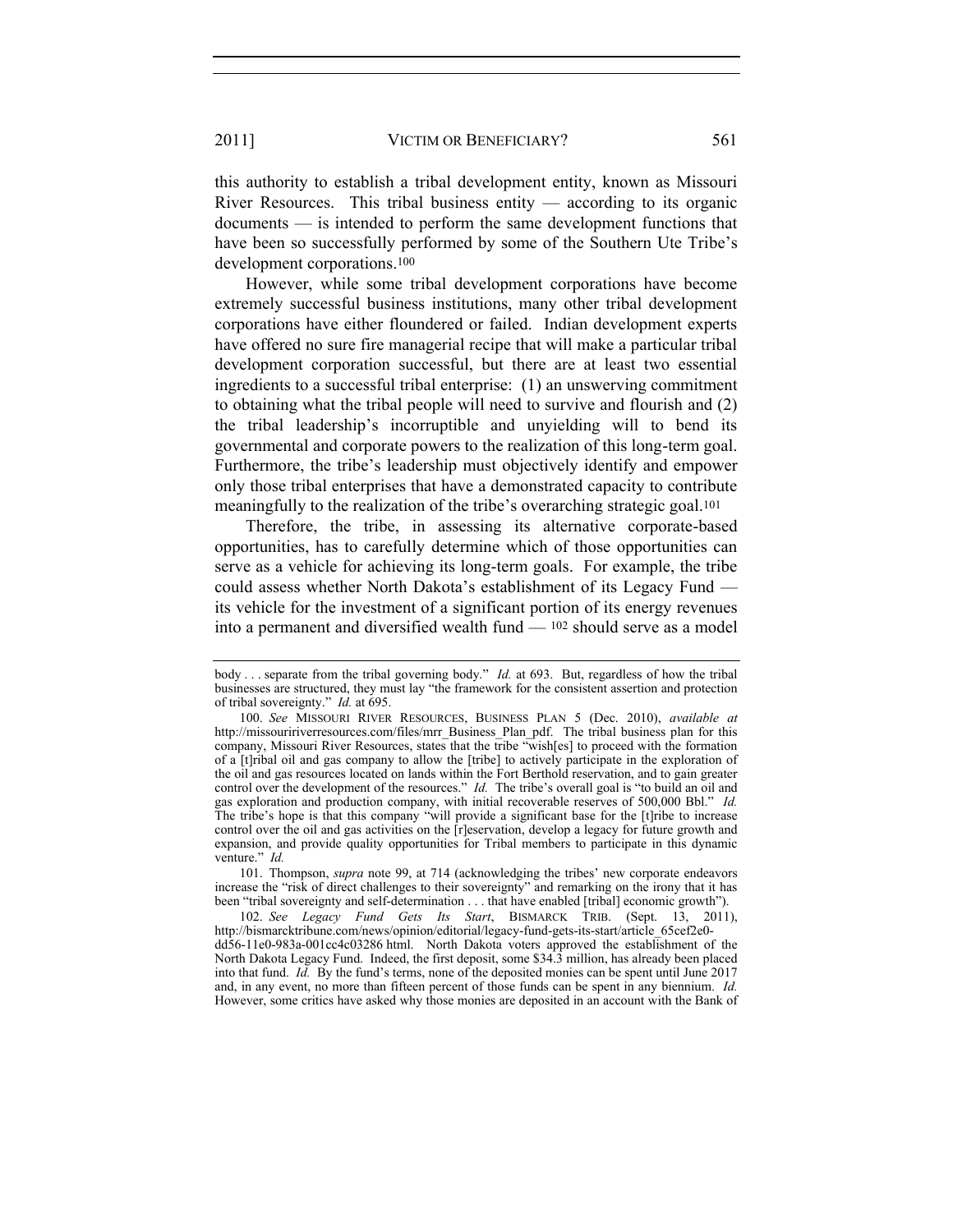this authority to establish a tribal development entity, known as Missouri River Resources. This tribal business entity — according to its organic documents — is intended to perform the same development functions that have been so successfully performed by some of the Southern Ute Tribe's development corporations.[100]

However, while some tribal development corporations have become extremely successful business institutions, many other tribal development corporations have either floundered or failed. Indian development experts have offered no sure fire managerial recipe that will make a particular tribal development corporation successful, but there are at least two essential ingredients to a successful tribal enterprise: (1) an unswerving commitment to obtaining what the tribal people will need to survive and flourish and (2) the tribal leadership's incorruptible and unyielding will to bend its governmental and corporate powers to the realization of this long-term goal. Furthermore, the tribe's leadership must objectively identify and empower only those tribal enterprises that have a demonstrated capacity to contribute meaningfully to the realization of the tribe's overarching strategic goal.[101]

Therefore, the tribe, in assessing its alternative corporate-based opportunities, has to carefully determine which of those opportunities can serve as a vehicle for achieving its long-term goals. For example, the tribe could assess whether North Dakota's establishment of its Legacy Fund — its vehicle for the investment of a significant portion of its energy revenues into a permanent and diversified wealth fund — [102] should serve as a model

---

body . . . separate from the tribal governing body." *Id.* at 693. But, regardless of how the tribal businesses are structured, they must lay "the framework for the consistent assertion and protection of tribal sovereignty." *Id.* at 695.

100. *See* MISSOURI RIVER RESOURCES, BUSINESS PLAN 5 (Dec. 2010), *available at* http://missouririverresources.com/files/mrr_Business_Plan_pdf. The tribal business plan for this company, Missouri River Resources, states that the tribe "wish[es] to proceed with the formation of a [t]ribal oil and gas company to allow the [tribe] to actively participate in the exploration of the oil and gas resources located on lands within the Fort Berthold reservation, and to gain greater control over the development of the resources." *Id.* The tribe's overall goal is "to build an oil and gas exploration and production company, with initial recoverable reserves of 500,000 Bbl." *Id.* The tribe's hope is that this company "will provide a significant base for the [t]ribe to increase control over the oil and gas activities on the [r]eservation, develop a legacy for future growth and expansion, and provide quality opportunities for Tribal members to participate in this dynamic venture." *Id.*

101. Thompson, *supra* note 99, at 714 (acknowledging the tribes' new corporate endeavors increase the "risk of direct challenges to their sovereignty" and remarking on the irony that it has been "tribal sovereignty and self-determination . . . that have enabled [tribal] economic growth").

102. *See Legacy Fund Gets Its Start*, BISMARCK TRIB. (Sept. 13, 2011), http://bismarcktribune.com/news/opinion/editorial/legacy-fund-gets-its-start/article_65cef2e0-dd56-11e0-983a-001cc4c03286 html. North Dakota voters approved the establishment of the North Dakota Legacy Fund. Indeed, the first deposit, some $34.3 million, has already been placed into that fund. *Id.* By the fund's terms, none of the deposited monies can be spent until June 2017 and, in any event, no more than fifteen percent of those funds can be spent in any biennium. *Id.* However, some critics have asked why those monies are deposited in an account with the Bank of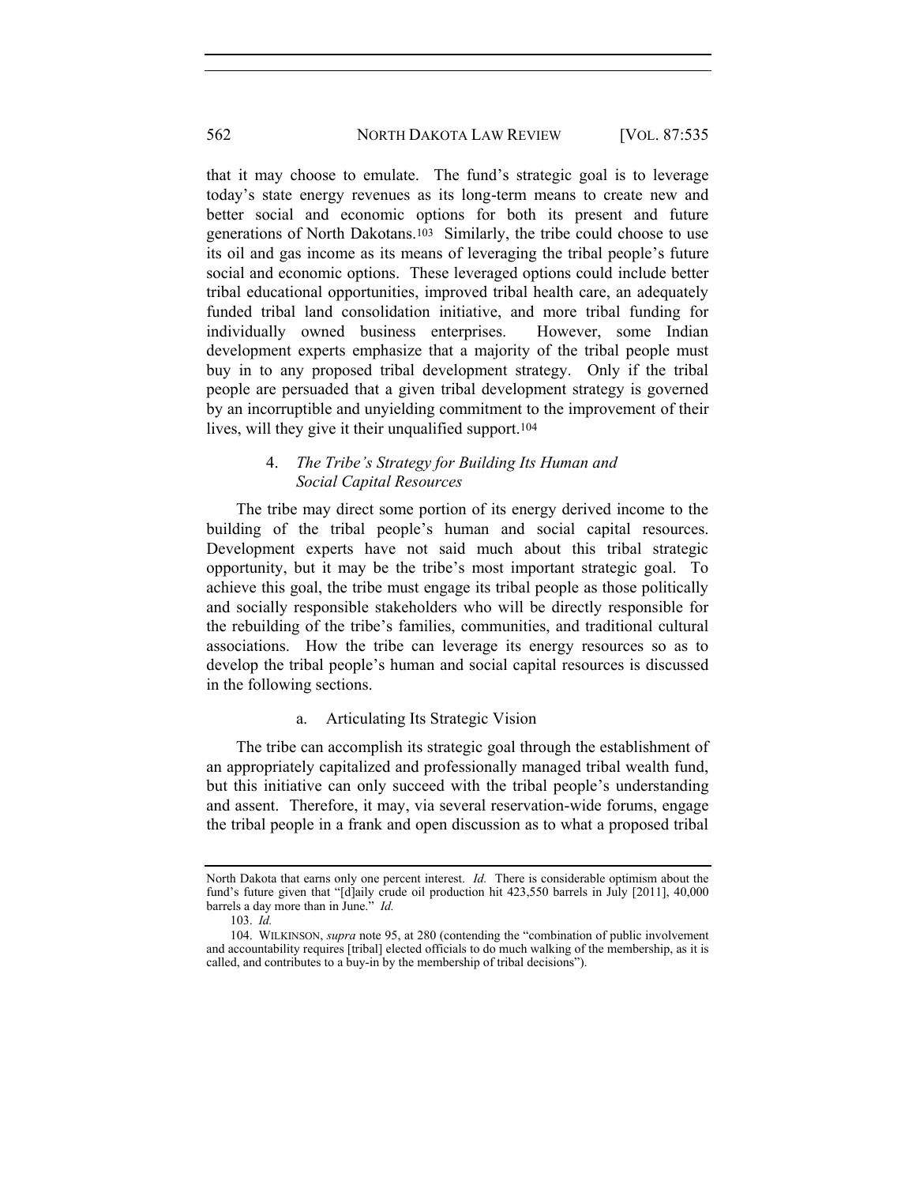that it may choose to emulate. The fund's strategic goal is to leverage today's state energy revenues as its long-term means to create new and better social and economic options for both its present and future generations of North Dakotans.[103] Similarly, the tribe could choose to use its oil and gas income as its means of leveraging the tribal people's future social and economic options. These leveraged options could include better tribal educational opportunities, improved tribal health care, an adequately funded tribal land consolidation initiative, and more tribal funding for individually owned business enterprises. However, some Indian development experts emphasize that a majority of the tribal people must buy in to any proposed tribal development strategy. Only if the tribal people are persuaded that a given tribal development strategy is governed by an incorruptible and unyielding commitment to the improvement of their lives, will they give it their unqualified support.[104]

#### 4. *The Tribe's Strategy for Building Its Human and Social Capital Resources*

The tribe may direct some portion of its energy derived income to the building of the tribal people's human and social capital resources. Development experts have not said much about this tribal strategic opportunity, but it may be the tribe's most important strategic goal. To achieve this goal, the tribe must engage its tribal people as those politically and socially responsible stakeholders who will be directly responsible for the rebuilding of the tribe's families, communities, and traditional cultural associations. How the tribe can leverage its energy resources so as to develop the tribal people's human and social capital resources is discussed in the following sections.

##### a. Articulating Its Strategic Vision

The tribe can accomplish its strategic goal through the establishment of an appropriately capitalized and professionally managed tribal wealth fund, but this initiative can only succeed with the tribal people's understanding and assent. Therefore, it may, via several reservation-wide forums, engage the tribal people in a frank and open discussion as to what a proposed tribal

---

North Dakota that earns only one percent interest. *Id.* There is considerable optimism about the fund's future given that "[d]aily crude oil production hit 423,550 barrels in July [2011], 40,000 barrels a day more than in June." *Id.*

103. *Id.*

104. WILKINSON, *supra* note 95, at 280 (contending the "combination of public involvement and accountability requires [tribal] elected officials to do much walking of the membership, as it is called, and contributes to a buy-in by the membership of tribal decisions").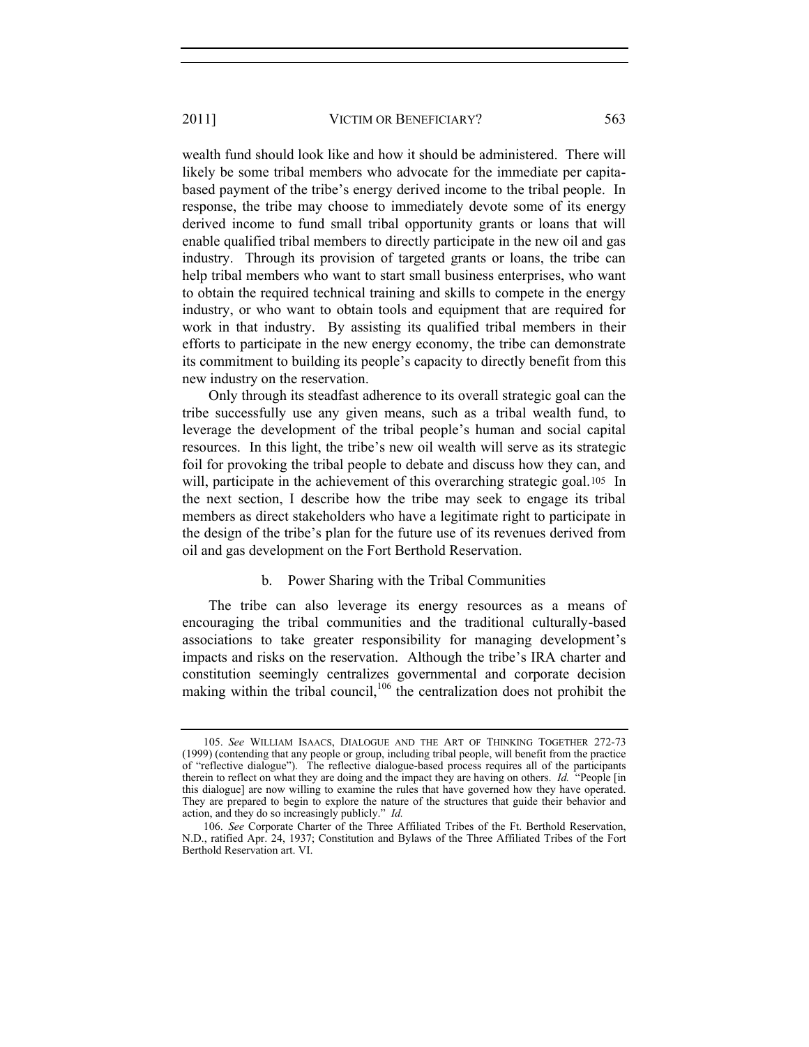wealth fund should look like and how it should be administered. There will likely be some tribal members who advocate for the immediate per capita-based payment of the tribe's energy derived income to the tribal people. In response, the tribe may choose to immediately devote some of its energy derived income to fund small tribal opportunity grants or loans that will enable qualified tribal members to directly participate in the new oil and gas industry. Through its provision of targeted grants or loans, the tribe can help tribal members who want to start small business enterprises, who want to obtain the required technical training and skills to compete in the energy industry, or who want to obtain tools and equipment that are required for work in that industry. By assisting its qualified tribal members in their efforts to participate in the new energy economy, the tribe can demonstrate its commitment to building its people's capacity to directly benefit from this new industry on the reservation.

Only through its steadfast adherence to its overall strategic goal can the tribe successfully use any given means, such as a tribal wealth fund, to leverage the development of the tribal people's human and social capital resources. In this light, the tribe's new oil wealth will serve as its strategic foil for provoking the tribal people to debate and discuss how they can, and will, participate in the achievement of this overarching strategic goal.[105] In the next section, I describe how the tribe may seek to engage its tribal members as direct stakeholders who have a legitimate right to participate in the design of the tribe's plan for the future use of its revenues derived from oil and gas development on the Fort Berthold Reservation.

### b. Power Sharing with the Tribal Communities

The tribe can also leverage its energy resources as a means of encouraging the tribal communities and the traditional culturally-based associations to take greater responsibility for managing development's impacts and risks on the reservation. Although the tribe's IRA charter and constitution seemingly centralizes governmental and corporate decision making within the tribal council,[106] the centralization does not prohibit the

---

105. *See* WILLIAM ISAACS, DIALOGUE AND THE ART OF THINKING TOGETHER 272-73 (1999) (contending that any people or group, including tribal people, will benefit from the practice of "reflective dialogue"). The reflective dialogue-based process requires all of the participants therein to reflect on what they are doing and the impact they are having on others. *Id.* "People [in this dialogue] are now willing to examine the rules that have governed how they have operated. They are prepared to begin to explore the nature of the structures that guide their behavior and action, and they do so increasingly publicly." *Id.*

106. *See* Corporate Charter of the Three Affiliated Tribes of the Ft. Berthold Reservation, N.D., ratified Apr. 24, 1937; Constitution and Bylaws of the Three Affiliated Tribes of the Fort Berthold Reservation art. VI.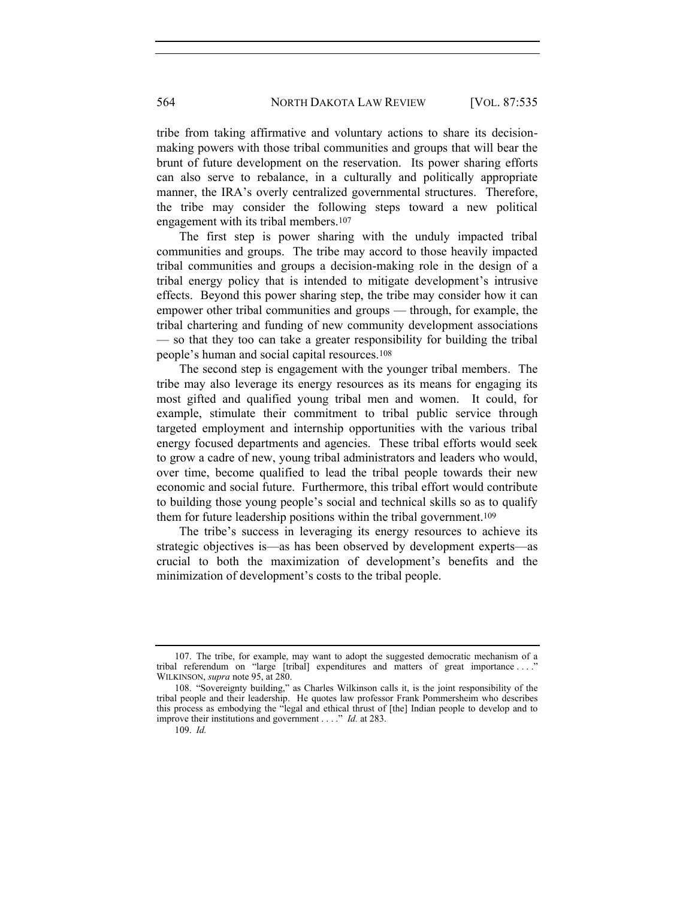tribe from taking affirmative and voluntary actions to share its decision-making powers with those tribal communities and groups that will bear the brunt of future development on the reservation. Its power sharing efforts can also serve to rebalance, in a culturally and politically appropriate manner, the IRA's overly centralized governmental structures. Therefore, the tribe may consider the following steps toward a new political engagement with its tribal members.[107]

The first step is power sharing with the unduly impacted tribal communities and groups. The tribe may accord to those heavily impacted tribal communities and groups a decision-making role in the design of a tribal energy policy that is intended to mitigate development's intrusive effects. Beyond this power sharing step, the tribe may consider how it can empower other tribal communities and groups — through, for example, the tribal chartering and funding of new community development associations — so that they too can take a greater responsibility for building the tribal people's human and social capital resources.[108]

The second step is engagement with the younger tribal members. The tribe may also leverage its energy resources as its means for engaging its most gifted and qualified young tribal men and women. It could, for example, stimulate their commitment to tribal public service through targeted employment and internship opportunities with the various tribal energy focused departments and agencies. These tribal efforts would seek to grow a cadre of new, young tribal administrators and leaders who would, over time, become qualified to lead the tribal people towards their new economic and social future. Furthermore, this tribal effort would contribute to building those young people's social and technical skills so as to qualify them for future leadership positions within the tribal government.[109]

The tribe's success in leveraging its energy resources to achieve its strategic objectives is—as has been observed by development experts—as crucial to both the maximization of development's benefits and the minimization of development's costs to the tribal people.

---

107. The tribe, for example, may want to adopt the suggested democratic mechanism of a tribal referendum on "large [tribal] expenditures and matters of great importance . . . ." WILKINSON, *supra* note 95, at 280.

108. "Sovereignty building," as Charles Wilkinson calls it, is the joint responsibility of the tribal people and their leadership. He quotes law professor Frank Pommersheim who describes this process as embodying the "legal and ethical thrust of [the] Indian people to develop and to improve their institutions and government . . . ." *Id.* at 283.

109. *Id.*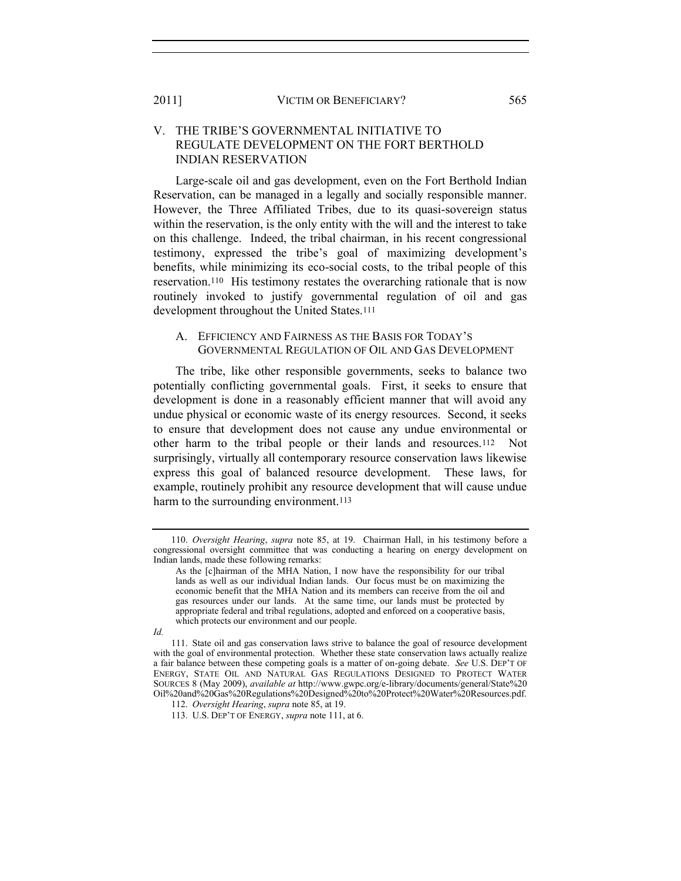## V. THE TRIBE'S GOVERNMENTAL INITIATIVE TO REGULATE DEVELOPMENT ON THE FORT BERTHOLD INDIAN RESERVATION

Large-scale oil and gas development, even on the Fort Berthold Indian Reservation, can be managed in a legally and socially responsible manner. However, the Three Affiliated Tribes, due to its quasi-sovereign status within the reservation, is the only entity with the will and the interest to take on this challenge. Indeed, the tribal chairman, in his recent congressional testimony, expressed the tribe's goal of maximizing development's benefits, while minimizing its eco-social costs, to the tribal people of this reservation.[110] His testimony restates the overarching rationale that is now routinely invoked to justify governmental regulation of oil and gas development throughout the United States.[111]

### A. EFFICIENCY AND FAIRNESS AS THE BASIS FOR TODAY'S GOVERNMENTAL REGULATION OF OIL AND GAS DEVELOPMENT

The tribe, like other responsible governments, seeks to balance two potentially conflicting governmental goals. First, it seeks to ensure that development is done in a reasonably efficient manner that will avoid any undue physical or economic waste of its energy resources. Second, it seeks to ensure that development does not cause any undue environmental or other harm to the tribal people or their lands and resources.[112] Not surprisingly, virtually all contemporary resource conservation laws likewise express this goal of balanced resource development. These laws, for example, routinely prohibit any resource development that will cause undue harm to the surrounding environment.[113]

---

110. *Oversight Hearing*, *supra* note 85, at 19. Chairman Hall, in his testimony before a congressional oversight committee that was conducting a hearing on energy development on Indian lands, made these following remarks:

> As the [c]hairman of the MHA Nation, I now have the responsibility for our tribal lands as well as our individual Indian lands. Our focus must be on maximizing the economic benefit that the MHA Nation and its members can receive from the oil and gas resources under our lands. At the same time, our lands must be protected by appropriate federal and tribal regulations, adopted and enforced on a cooperative basis, which protects our environment and our people.

*Id.*

111. State oil and gas conservation laws strive to balance the goal of resource development with the goal of environmental protection. Whether these state conservation laws actually realize a fair balance between these competing goals is a matter of on-going debate. *See* U.S. DEP'T OF ENERGY, STATE OIL AND NATURAL GAS REGULATIONS DESIGNED TO PROTECT WATER SOURCES 8 (May 2009), *available at* http://www.gwpc.org/e-library/documents/general/State%20Oil%20and%20Gas%20Regulations%20Designed%20to%20Protect%20Water%20Resources.pdf.

112. *Oversight Hearing*, *supra* note 85, at 19.

113. U.S. DEP'T OF ENERGY, *supra* note 111, at 6.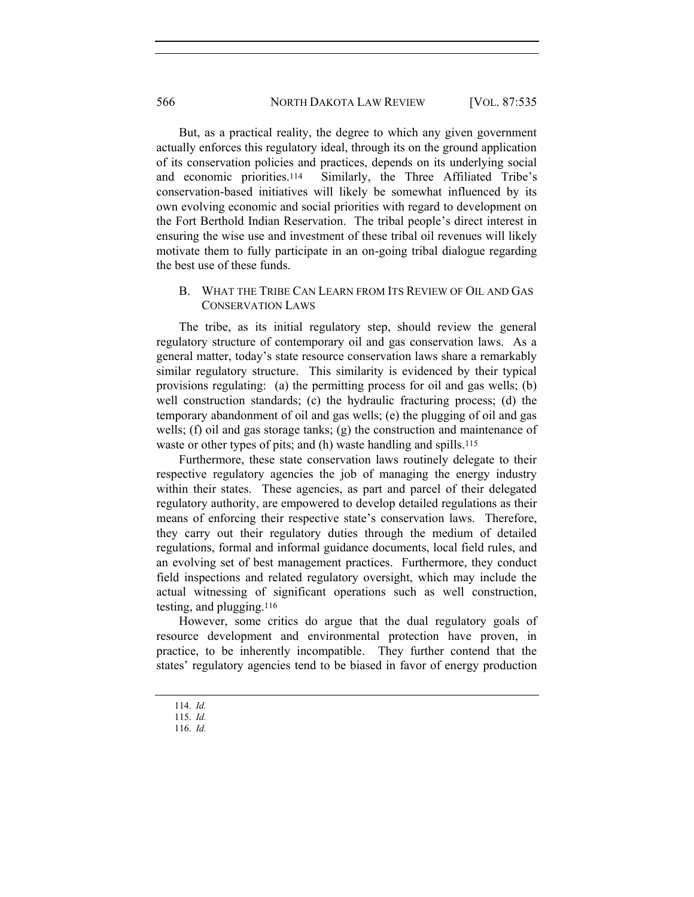But, as a practical reality, the degree to which any given government actually enforces this regulatory ideal, through its on the ground application of its conservation policies and practices, depends on its underlying social and economic priorities.[114] Similarly, the Three Affiliated Tribe's conservation-based initiatives will likely be somewhat influenced by its own evolving economic and social priorities with regard to development on the Fort Berthold Indian Reservation. The tribal people's direct interest in ensuring the wise use and investment of these tribal oil revenues will likely motivate them to fully participate in an on-going tribal dialogue regarding the best use of these funds.

### B. WHAT THE TRIBE CAN LEARN FROM ITS REVIEW OF OIL AND GAS CONSERVATION LAWS

The tribe, as its initial regulatory step, should review the general regulatory structure of contemporary oil and gas conservation laws. As a general matter, today's state resource conservation laws share a remarkably similar regulatory structure. This similarity is evidenced by their typical provisions regulating: (a) the permitting process for oil and gas wells; (b) well construction standards; (c) the hydraulic fracturing process; (d) the temporary abandonment of oil and gas wells; (e) the plugging of oil and gas wells; (f) oil and gas storage tanks; (g) the construction and maintenance of waste or other types of pits; and (h) waste handling and spills.[115]

Furthermore, these state conservation laws routinely delegate to their respective regulatory agencies the job of managing the energy industry within their states. These agencies, as part and parcel of their delegated regulatory authority, are empowered to develop detailed regulations as their means of enforcing their respective state's conservation laws. Therefore, they carry out their regulatory duties through the medium of detailed regulations, formal and informal guidance documents, local field rules, and an evolving set of best management practices. Furthermore, they conduct field inspections and related regulatory oversight, which may include the actual witnessing of significant operations such as well construction, testing, and plugging.[116]

However, some critics do argue that the dual regulatory goals of resource development and environmental protection have proven, in practice, to be inherently incompatible. They further contend that the states' regulatory agencies tend to be biased in favor of energy production

---

114. *Id.*
115. *Id.*
116. *Id.*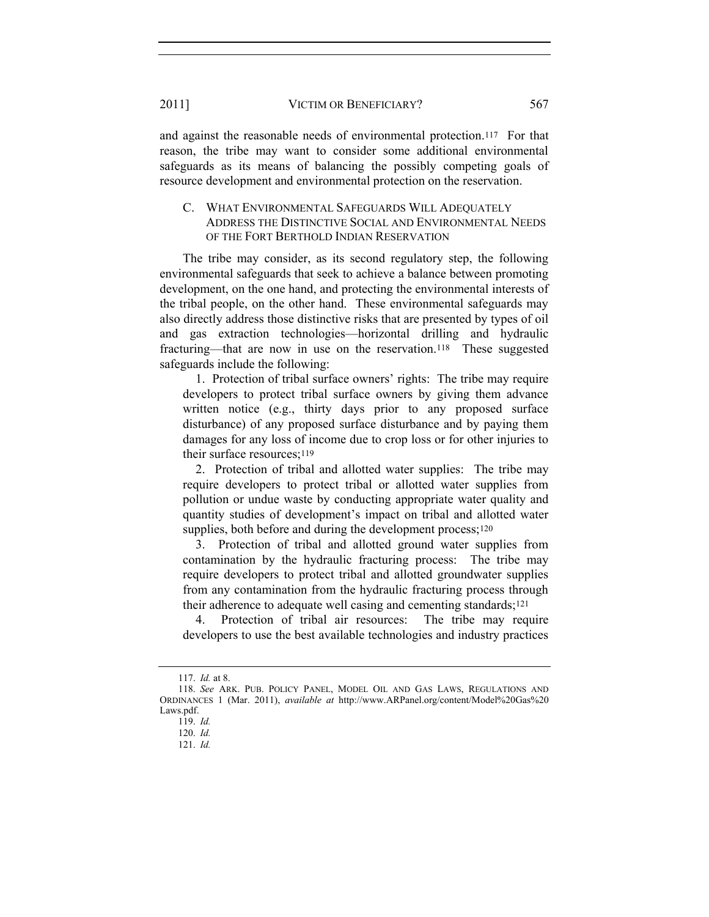and against the reasonable needs of environmental protection.[117] For that reason, the tribe may want to consider some additional environmental safeguards as its means of balancing the possibly competing goals of resource development and environmental protection on the reservation.

### C. What Environmental Safeguards Will Adequately Address the Distinctive Social and Environmental Needs of the Fort Berthold Indian Reservation

The tribe may consider, as its second regulatory step, the following environmental safeguards that seek to achieve a balance between promoting development, on the one hand, and protecting the environmental interests of the tribal people, on the other hand. These environmental safeguards may also directly address those distinctive risks that are presented by types of oil and gas extraction technologies—horizontal drilling and hydraulic fracturing—that are now in use on the reservation.[118] These suggested safeguards include the following:

1. Protection of tribal surface owners' rights: The tribe may require developers to protect tribal surface owners by giving them advance written notice (e.g., thirty days prior to any proposed surface disturbance) of any proposed surface disturbance and by paying them damages for any loss of income due to crop loss or for other injuries to their surface resources;[119]

2. Protection of tribal and allotted water supplies: The tribe may require developers to protect tribal or allotted water supplies from pollution or undue waste by conducting appropriate water quality and quantity studies of development's impact on tribal and allotted water supplies, both before and during the development process;[120]

3. Protection of tribal and allotted ground water supplies from contamination by the hydraulic fracturing process: The tribe may require developers to protect tribal and allotted groundwater supplies from any contamination from the hydraulic fracturing process through their adherence to adequate well casing and cementing standards;[121]

4. Protection of tribal air resources: The tribe may require developers to use the best available technologies and industry practices

---

117. *Id.* at 8.

118. *See* Ark. Pub. Policy Panel, Model Oil and Gas Laws, Regulations and Ordinances 1 (Mar. 2011), *available at* http://www.ARPanel.org/content/Model%20Gas%20 Laws.pdf.

119. *Id.*

120. *Id.*

121. *Id.*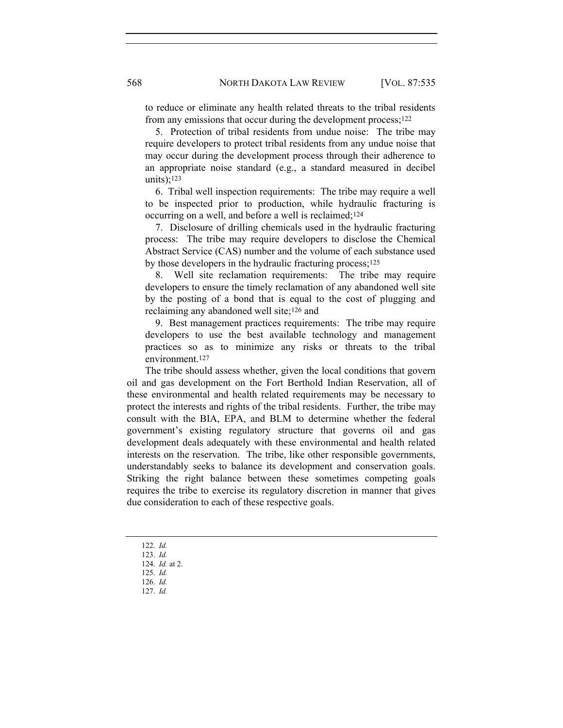to reduce or eliminate any health related threats to the tribal residents from any emissions that occur during the development process;[122]

5. Protection of tribal residents from undue noise: The tribe may require developers to protect tribal residents from any undue noise that may occur during the development process through their adherence to an appropriate noise standard (e.g., a standard measured in decibel units);[123]

6. Tribal well inspection requirements: The tribe may require a well to be inspected prior to production, while hydraulic fracturing is occurring on a well, and before a well is reclaimed;[124]

7. Disclosure of drilling chemicals used in the hydraulic fracturing process: The tribe may require developers to disclose the Chemical Abstract Service (CAS) number and the volume of each substance used by those developers in the hydraulic fracturing process;[125]

8. Well site reclamation requirements: The tribe may require developers to ensure the timely reclamation of any abandoned well site by the posting of a bond that is equal to the cost of plugging and reclaiming any abandoned well site;[126] and

9. Best management practices requirements: The tribe may require developers to use the best available technology and management practices so as to minimize any risks or threats to the tribal environment.[127]

The tribe should assess whether, given the local conditions that govern oil and gas development on the Fort Berthold Indian Reservation, all of these environmental and health related requirements may be necessary to protect the interests and rights of the tribal residents. Further, the tribe may consult with the BIA, EPA, and BLM to determine whether the federal government's existing regulatory structure that governs oil and gas development deals adequately with these environmental and health related interests on the reservation. The tribe, like other responsible governments, understandably seeks to balance its development and conservation goals. Striking the right balance between these sometimes competing goals requires the tribe to exercise its regulatory discretion in manner that gives due consideration to each of these respective goals.

---

122. *Id.*
123. *Id.*
124. *Id.* at 2.
125. *Id.*
126. *Id.*
127. *Id.*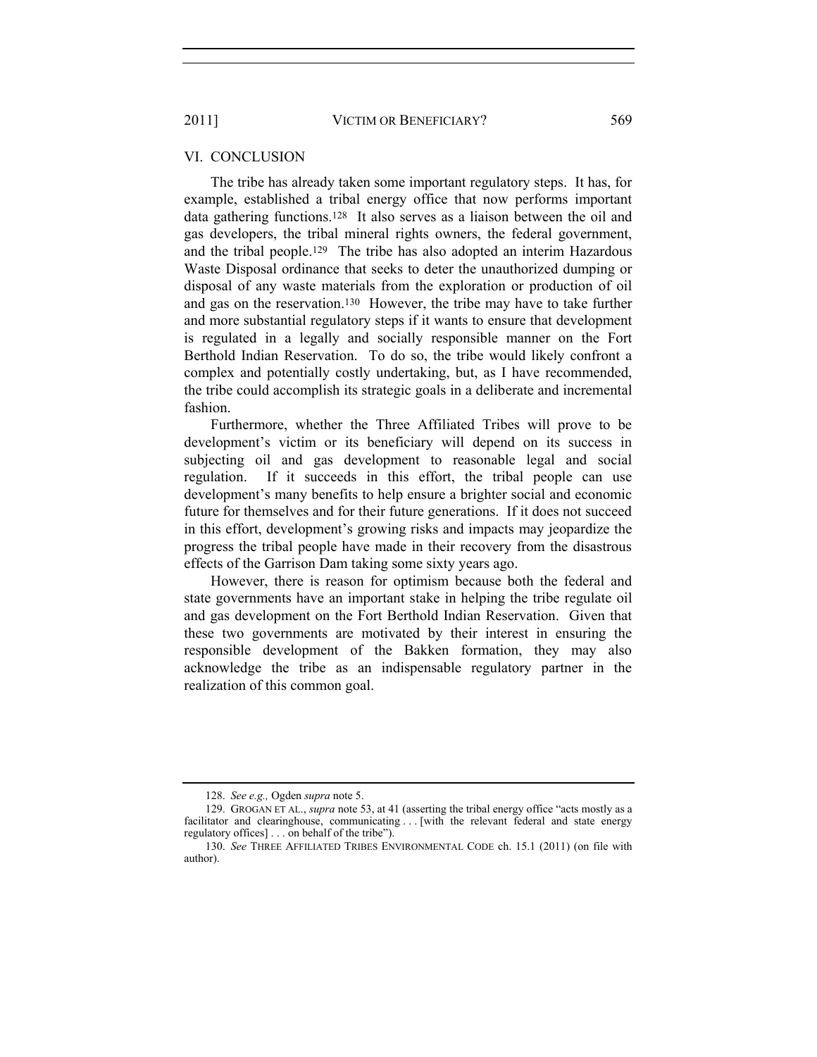## VI. CONCLUSION

The tribe has already taken some important regulatory steps. It has, for example, established a tribal energy office that now performs important data gathering functions.[128] It also serves as a liaison between the oil and gas developers, the tribal mineral rights owners, the federal government, and the tribal people.[129] The tribe has also adopted an interim Hazardous Waste Disposal ordinance that seeks to deter the unauthorized dumping or disposal of any waste materials from the exploration or production of oil and gas on the reservation.[130] However, the tribe may have to take further and more substantial regulatory steps if it wants to ensure that development is regulated in a legally and socially responsible manner on the Fort Berthold Indian Reservation. To do so, the tribe would likely confront a complex and potentially costly undertaking, but, as I have recommended, the tribe could accomplish its strategic goals in a deliberate and incremental fashion.

Furthermore, whether the Three Affiliated Tribes will prove to be development's victim or its beneficiary will depend on its success in subjecting oil and gas development to reasonable legal and social regulation. If it succeeds in this effort, the tribal people can use development's many benefits to help ensure a brighter social and economic future for themselves and for their future generations. If it does not succeed in this effort, development's growing risks and impacts may jeopardize the progress the tribal people have made in their recovery from the disastrous effects of the Garrison Dam taking some sixty years ago.

However, there is reason for optimism because both the federal and state governments have an important stake in helping the tribe regulate oil and gas development on the Fort Berthold Indian Reservation. Given that these two governments are motivated by their interest in ensuring the responsible development of the Bakken formation, they may also acknowledge the tribe as an indispensable regulatory partner in the realization of this common goal.

---

128. *See e.g.,* Ogden *supra* note 5.

129. GROGAN ET AL., *supra* note 53, at 41 (asserting the tribal energy office "acts mostly as a facilitator and clearinghouse, communicating . . . [with the relevant federal and state energy regulatory offices] . . . on behalf of the tribe").

130. *See* THREE AFFILIATED TRIBES ENVIRONMENTAL CODE ch. 15.1 (2011) (on file with author).